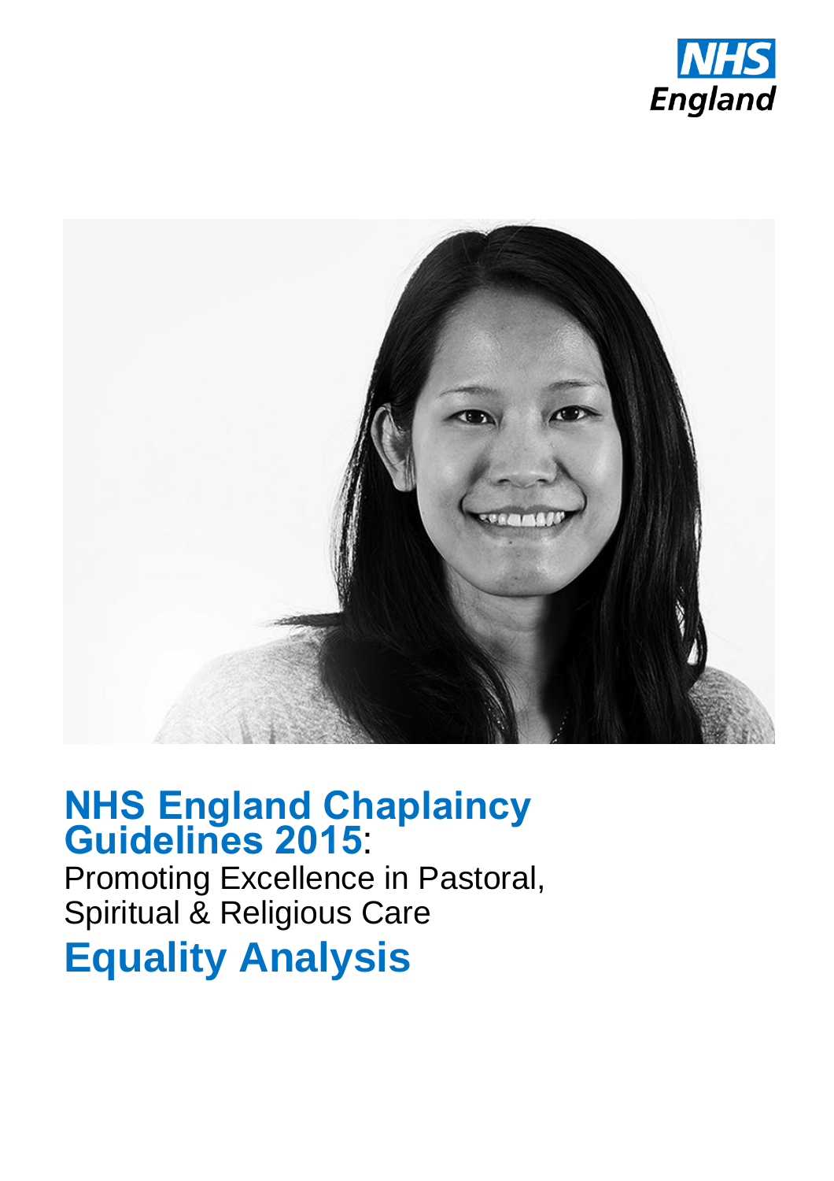NHS England

# NHS England Chaplaincy Guidelines 2015:

Promoting Excellence in Pastoral, Spiritual & Religious Care

# Equality Analysis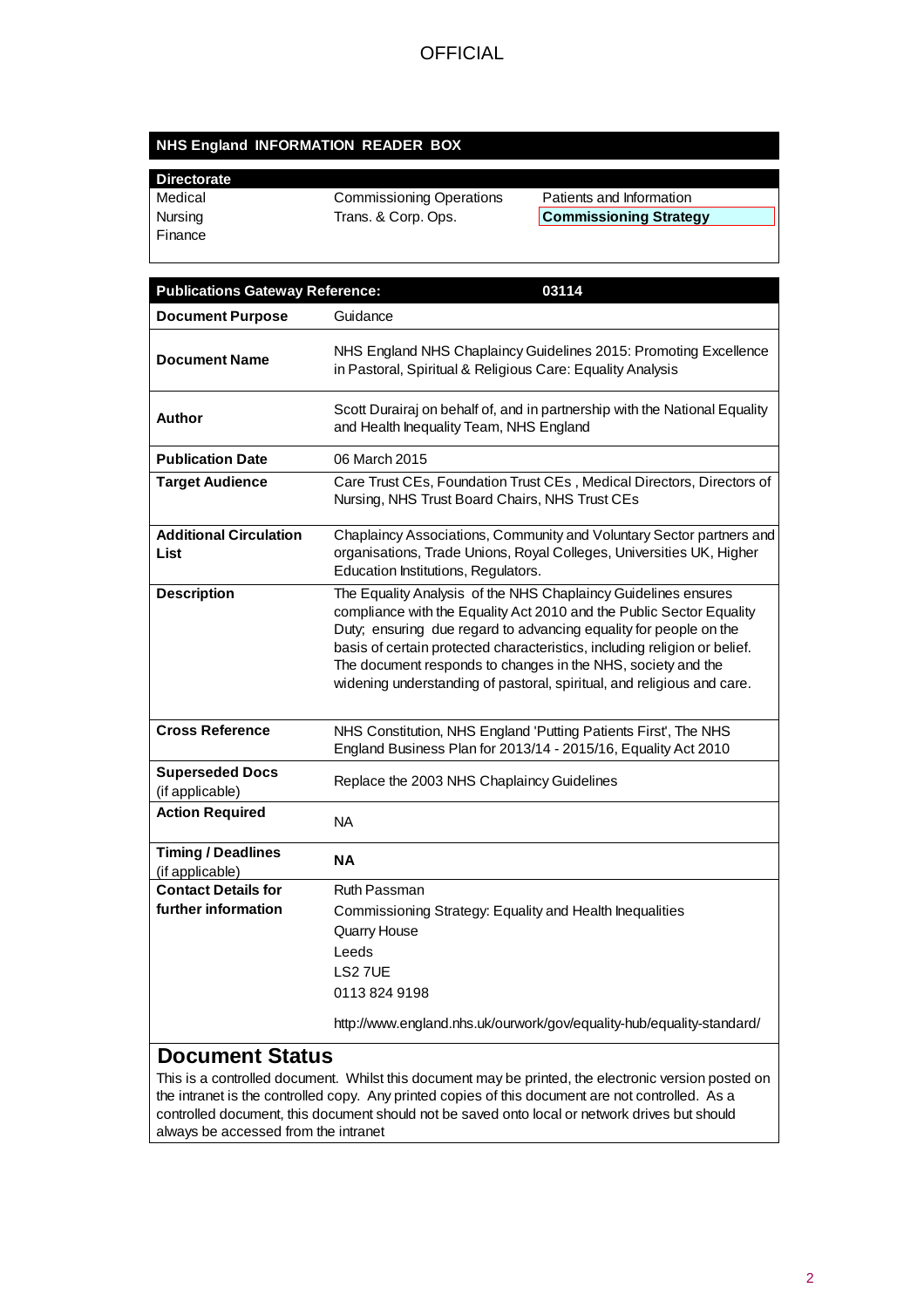OFFICIAL

## NHS England INFORMATION READER BOX

| Directorate | | |
|---|---|---|
| Medical | Commissioning Operations | Patients and Information |
| Nursing | Trans. & Corp. Ops. | **Commissioning Strategy** |
| Finance | | |

| Publications Gateway Reference: | 03114 |
|---|---|
| **Document Purpose** | Guidance |
| **Document Name** | NHS England NHS Chaplaincy Guidelines 2015: Promoting Excellence in Pastoral, Spiritual & Religious Care: Equality Analysis |
| **Author** | Scott Durairaj on behalf of, and in partnership with the National Equality and Health Inequality Team, NHS England |
| **Publication Date** | 06 March 2015 |
| **Target Audience** | Care Trust CEs, Foundation Trust CEs , Medical Directors, Directors of Nursing, NHS Trust Board Chairs, NHS Trust CEs |
| **Additional Circulation List** | Chaplaincy Associations, Community and Voluntary Sector partners and organisations, Trade Unions, Royal Colleges, Universities UK, Higher Education Institutions, Regulators. |
| **Description** | The Equality Analysis of the NHS Chaplaincy Guidelines ensures compliance with the Equality Act 2010 and the Public Sector Equality Duty; ensuring due regard to advancing equality for people on the basis of certain protected characteristics, including religion or belief. The document responds to changes in the NHS, society and the widening understanding of pastoral, spiritual, and religious and care. |
| **Cross Reference** | NHS Constitution, NHS England 'Putting Patients First', The NHS England Business Plan for 2013/14 - 2015/16, Equality Act 2010 |
| **Superseded Docs** (if applicable) | Replace the 2003 NHS Chaplaincy Guidelines |
| **Action Required** | NA |
| **Timing / Deadlines** (if applicable) | **NA** |
| **Contact Details for further information** | Ruth Passman<br>Commissioning Strategy: Equality and Health Inequalities<br>Quarry House<br>Leeds<br>LS2 7UE<br>0113 824 9198<br><br>http://www.england.nhs.uk/ourwork/gov/equality-hub/equality-standard/ |

## Document Status

This is a controlled document. Whilst this document may be printed, the electronic version posted on the intranet is the controlled copy. Any printed copies of this document are not controlled. As a controlled document, this document should not be saved onto local or network drives but should always be accessed from the intranet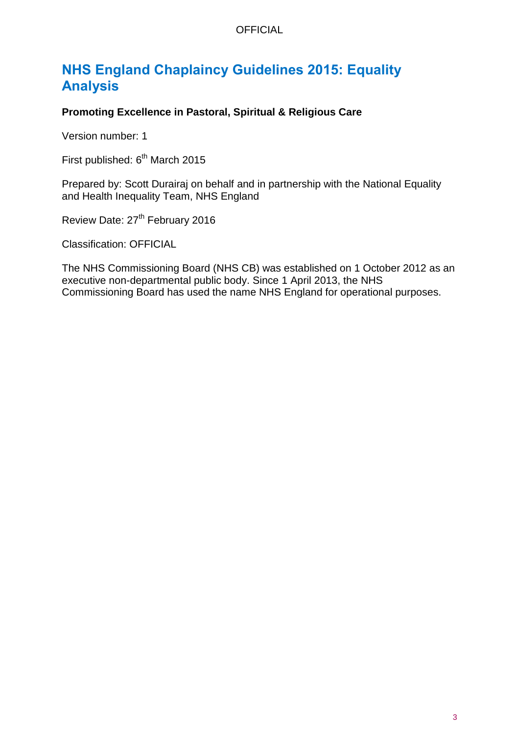# NHS England Chaplaincy Guidelines 2015: Equality Analysis

**Promoting Excellence in Pastoral, Spiritual & Religious Care**

Version number: 1

First published: 6th March 2015

Prepared by: Scott Durairaj on behalf and in partnership with the National Equality and Health Inequality Team, NHS England

Review Date: 27th February 2016

Classification: OFFICIAL

The NHS Commissioning Board (NHS CB) was established on 1 October 2012 as an executive non-departmental public body. Since 1 April 2013, the NHS Commissioning Board has used the name NHS England for operational purposes.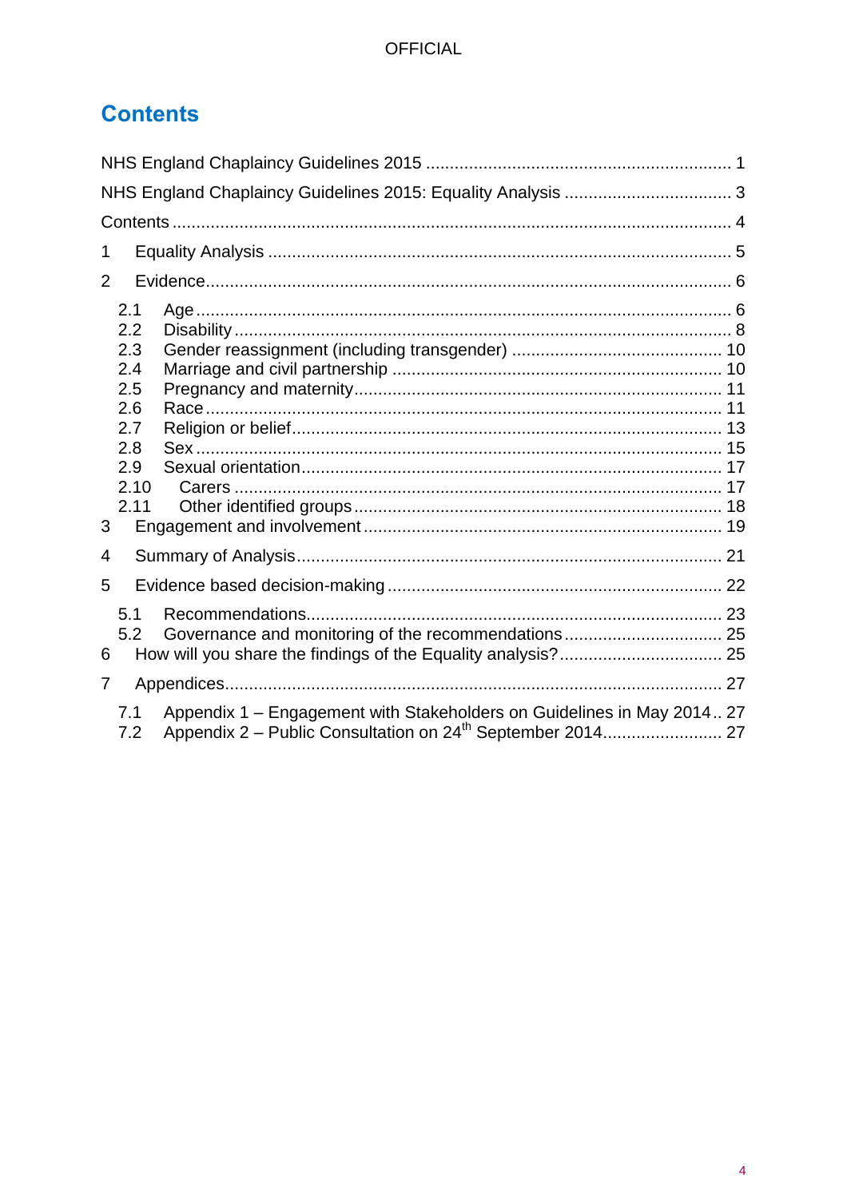# Contents

NHS England Chaplaincy Guidelines 2015 ............................................................... 1

NHS England Chaplaincy Guidelines 2015: Equality Analysis .................................. 3

Contents ................................................................................................................... 4

1 Equality Analysis ................................................................................................ 5

2 Evidence ............................................................................................................. 6

- 2.1 Age ............................................................................................................. 6
- 2.2 Disability ..................................................................................................... 8
- 2.3 Gender reassignment (including transgender) ........................................... 10
- 2.4 Marriage and civil partnership ................................................................... 10
- 2.5 Pregnancy and maternity ........................................................................... 11
- 2.6 Race .......................................................................................................... 11
- 2.7 Religion or belief ........................................................................................ 13
- 2.8 Sex ............................................................................................................ 15
- 2.9 Sexual orientation ...................................................................................... 17
- 2.10 Carers ...................................................................................................... 17
- 2.11 Other identified groups ............................................................................ 18

3 Engagement and involvement ........................................................................ 19

4 Summary of Analysis ....................................................................................... 21

5 Evidence based decision-making .................................................................... 22

- 5.1 Recommendations ..................................................................................... 23
- 5.2 Governance and monitoring of the recommendations ................................ 25

6 How will you share the findings of the Equality analysis? .................................. 25

7 Appendices ...................................................................................................... 27

- 7.1 Appendix 1 – Engagement with Stakeholders on Guidelines in May 2014 .. 27
- 7.2 Appendix 2 – Public Consultation on 24th September 2014 ......................... 27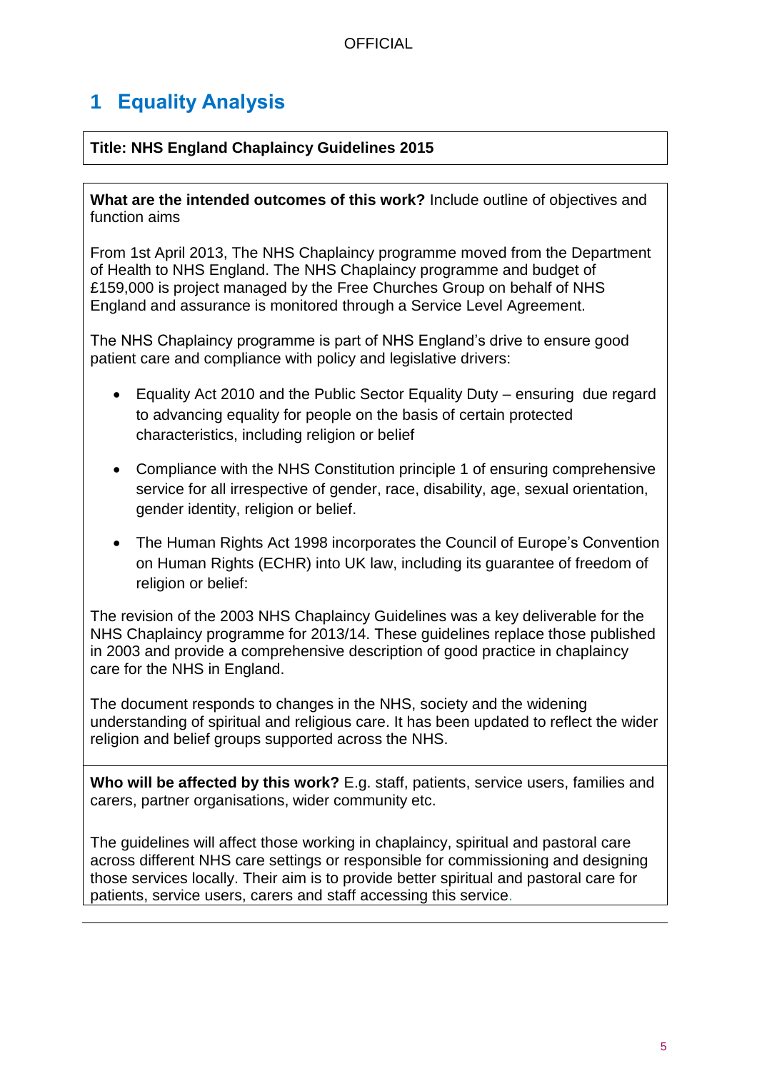# 1 Equality Analysis

**Title: NHS England Chaplaincy Guidelines 2015**

**What are the intended outcomes of this work?** Include outline of objectives and function aims

From 1st April 2013, The NHS Chaplaincy programme moved from the Department of Health to NHS England. The NHS Chaplaincy programme and budget of £159,000 is project managed by the Free Churches Group on behalf of NHS England and assurance is monitored through a Service Level Agreement.

The NHS Chaplaincy programme is part of NHS England's drive to ensure good patient care and compliance with policy and legislative drivers:

- Equality Act 2010 and the Public Sector Equality Duty – ensuring due regard to advancing equality for people on the basis of certain protected characteristics, including religion or belief
- Compliance with the NHS Constitution principle 1 of ensuring comprehensive service for all irrespective of gender, race, disability, age, sexual orientation, gender identity, religion or belief.
- The Human Rights Act 1998 incorporates the Council of Europe's Convention on Human Rights (ECHR) into UK law, including its guarantee of freedom of religion or belief:

The revision of the 2003 NHS Chaplaincy Guidelines was a key deliverable for the NHS Chaplaincy programme for 2013/14. These guidelines replace those published in 2003 and provide a comprehensive description of good practice in chaplaincy care for the NHS in England.

The document responds to changes in the NHS, society and the widening understanding of spiritual and religious care. It has been updated to reflect the wider religion and belief groups supported across the NHS.

**Who will be affected by this work?** E.g. staff, patients, service users, families and carers, partner organisations, wider community etc.

The guidelines will affect those working in chaplaincy, spiritual and pastoral care across different NHS care settings or responsible for commissioning and designing those services locally. Their aim is to provide better spiritual and pastoral care for patients, service users, carers and staff accessing this service.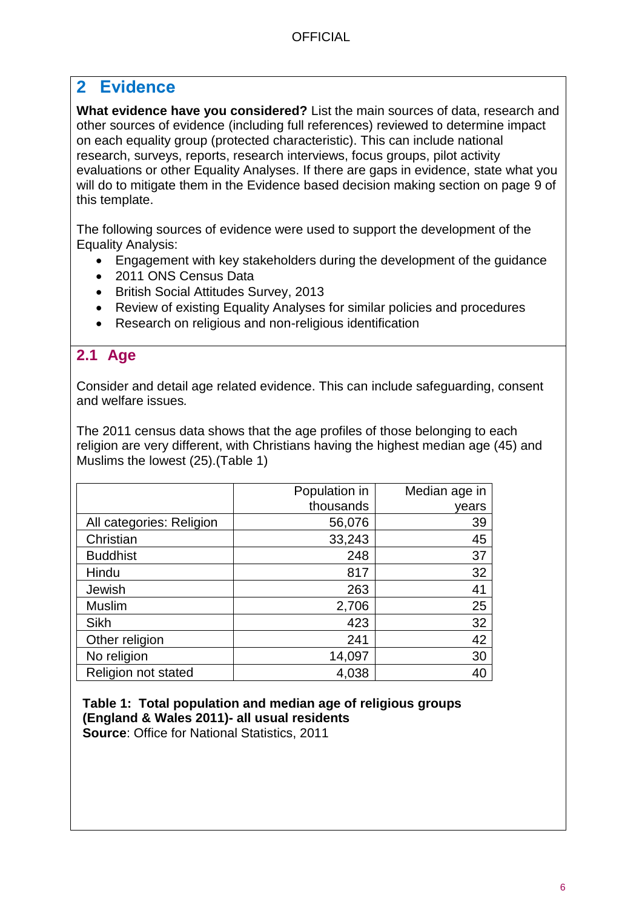## 2 Evidence

**What evidence have you considered?** List the main sources of data, research and other sources of evidence (including full references) reviewed to determine impact on each equality group (protected characteristic). This can include national research, surveys, reports, research interviews, focus groups, pilot activity evaluations or other Equality Analyses. If there are gaps in evidence, state what you will do to mitigate them in the Evidence based decision making section on page 9 of this template.

The following sources of evidence were used to support the development of the Equality Analysis:

- Engagement with key stakeholders during the development of the guidance
- 2011 ONS Census Data
- British Social Attitudes Survey, 2013
- Review of existing Equality Analyses for similar policies and procedures
- Research on religious and non-religious identification

### 2.1 Age

Consider and detail age related evidence. This can include safeguarding, consent and welfare issues.

The 2011 census data shows that the age profiles of those belonging to each religion are very different, with Christians having the highest median age (45) and Muslims the lowest (25).(Table 1)

| | Population in thousands | Median age in years |
|---|---:|---:|
| All categories: Religion | 56,076 | 39 |
| Christian | 33,243 | 45 |
| Buddhist | 248 | 37 |
| Hindu | 817 | 32 |
| Jewish | 263 | 41 |
| Muslim | 2,706 | 25 |
| Sikh | 423 | 32 |
| Other religion | 241 | 42 |
| No religion | 14,097 | 30 |
| Religion not stated | 4,038 | 40 |

**Table 1: Total population and median age of religious groups (England & Wales 2011)- all usual residents**
**Source**: Office for National Statistics, 2011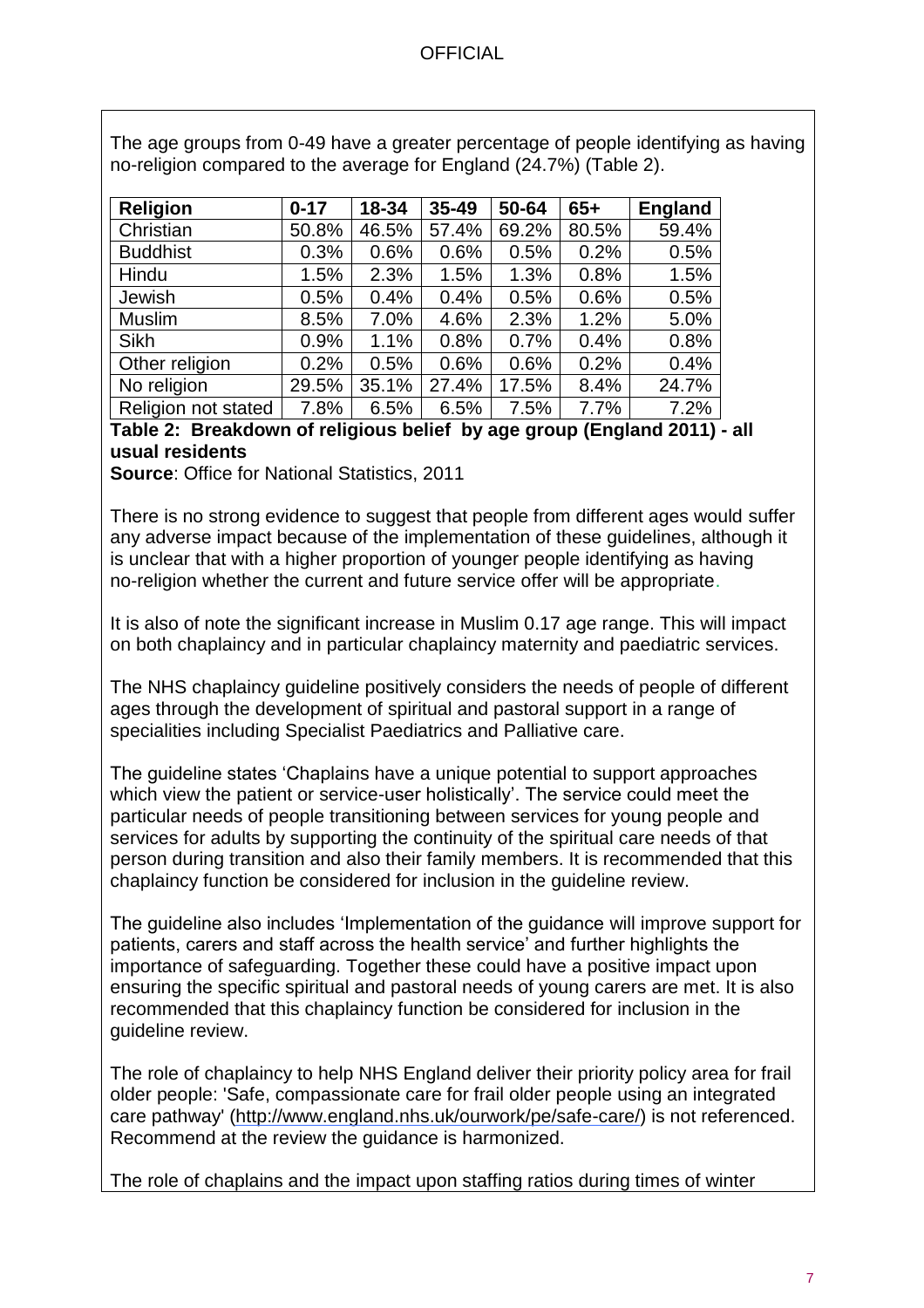The age groups from 0-49 have a greater percentage of people identifying as having no-religion compared to the average for England (24.7%) (Table 2).

| Religion | 0-17 | 18-34 | 35-49 | 50-64 | 65+ | England |
|---|---|---|---|---|---|---|
| Christian | 50.8% | 46.5% | 57.4% | 69.2% | 80.5% | 59.4% |
| Buddhist | 0.3% | 0.6% | 0.6% | 0.5% | 0.2% | 0.5% |
| Hindu | 1.5% | 2.3% | 1.5% | 1.3% | 0.8% | 1.5% |
| Jewish | 0.5% | 0.4% | 0.4% | 0.5% | 0.6% | 0.5% |
| Muslim | 8.5% | 7.0% | 4.6% | 2.3% | 1.2% | 5.0% |
| Sikh | 0.9% | 1.1% | 0.8% | 0.7% | 0.4% | 0.8% |
| Other religion | 0.2% | 0.5% | 0.6% | 0.6% | 0.2% | 0.4% |
| No religion | 29.5% | 35.1% | 27.4% | 17.5% | 8.4% | 24.7% |
| Religion not stated | 7.8% | 6.5% | 6.5% | 7.5% | 7.7% | 7.2% |

**Table 2: Breakdown of religious belief by age group (England 2011) - all usual residents**

**Source**: Office for National Statistics, 2011

There is no strong evidence to suggest that people from different ages would suffer any adverse impact because of the implementation of these guidelines, although it is unclear that with a higher proportion of younger people identifying as having no-religion whether the current and future service offer will be appropriate.

It is also of note the significant increase in Muslim 0.17 age range. This will impact on both chaplaincy and in particular chaplaincy maternity and paediatric services.

The NHS chaplaincy guideline positively considers the needs of people of different ages through the development of spiritual and pastoral support in a range of specialities including Specialist Paediatrics and Palliative care.

The guideline states 'Chaplains have a unique potential to support approaches which view the patient or service-user holistically'. The service could meet the particular needs of people transitioning between services for young people and services for adults by supporting the continuity of the spiritual care needs of that person during transition and also their family members. It is recommended that this chaplaincy function be considered for inclusion in the guideline review.

The guideline also includes 'Implementation of the guidance will improve support for patients, carers and staff across the health service' and further highlights the importance of safeguarding. Together these could have a positive impact upon ensuring the specific spiritual and pastoral needs of young carers are met. It is also recommended that this chaplaincy function be considered for inclusion in the guideline review.

The role of chaplaincy to help NHS England deliver their priority policy area for frail older people: 'Safe, compassionate care for frail older people using an integrated care pathway' (http://www.england.nhs.uk/ourwork/pe/safe-care/) is not referenced. Recommend at the review the guidance is harmonized.

The role of chaplains and the impact upon staffing ratios during times of winter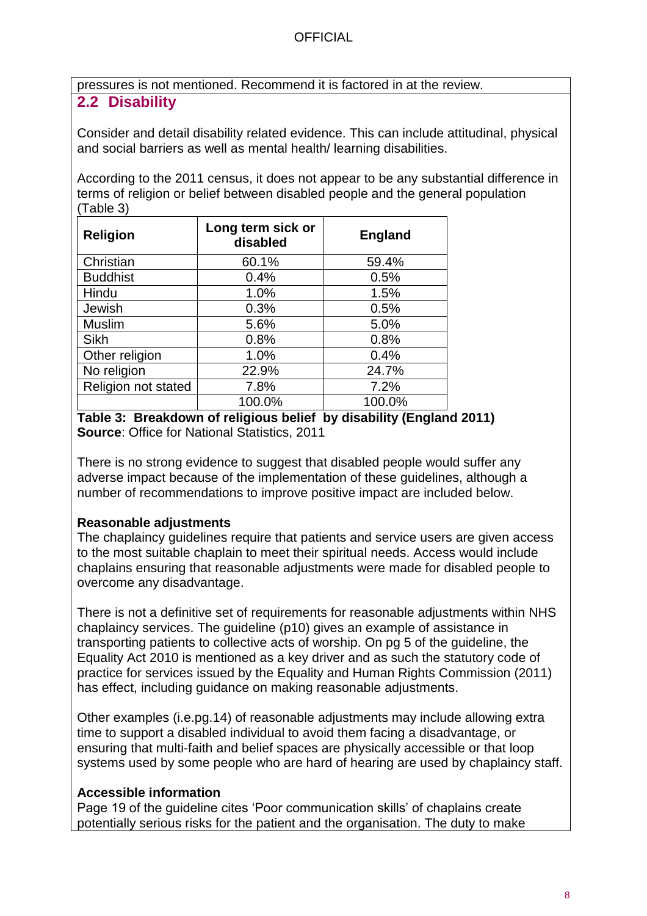pressures is not mentioned. Recommend it is factored in at the review.

## 2.2 Disability

Consider and detail disability related evidence. This can include attitudinal, physical and social barriers as well as mental health/ learning disabilities.

According to the 2011 census, it does not appear to be any substantial difference in terms of religion or belief between disabled people and the general population (Table 3)

| Religion | Long term sick or disabled | England |
|---|---|---|
| Christian | 60.1% | 59.4% |
| Buddhist | 0.4% | 0.5% |
| Hindu | 1.0% | 1.5% |
| Jewish | 0.3% | 0.5% |
| Muslim | 5.6% | 5.0% |
| Sikh | 0.8% | 0.8% |
| Other religion | 1.0% | 0.4% |
| No religion | 22.9% | 24.7% |
| Religion not stated | 7.8% | 7.2% |
| | 100.0% | 100.0% |

**Table 3: Breakdown of religious belief by disability (England 2011)**
**Source**: Office for National Statistics, 2011

There is no strong evidence to suggest that disabled people would suffer any adverse impact because of the implementation of these guidelines, although a number of recommendations to improve positive impact are included below.

**Reasonable adjustments**
The chaplaincy guidelines require that patients and service users are given access to the most suitable chaplain to meet their spiritual needs. Access would include chaplains ensuring that reasonable adjustments were made for disabled people to overcome any disadvantage.

There is not a definitive set of requirements for reasonable adjustments within NHS chaplaincy services. The guideline (p10) gives an example of assistance in transporting patients to collective acts of worship. On pg 5 of the guideline, the Equality Act 2010 is mentioned as a key driver and as such the statutory code of practice for services issued by the Equality and Human Rights Commission (2011) has effect, including guidance on making reasonable adjustments.

Other examples (i.e.pg.14) of reasonable adjustments may include allowing extra time to support a disabled individual to avoid them facing a disadvantage, or ensuring that multi-faith and belief spaces are physically accessible or that loop systems used by some people who are hard of hearing are used by chaplaincy staff.

**Accessible information**
Page 19 of the guideline cites 'Poor communication skills' of chaplains create potentially serious risks for the patient and the organisation. The duty to make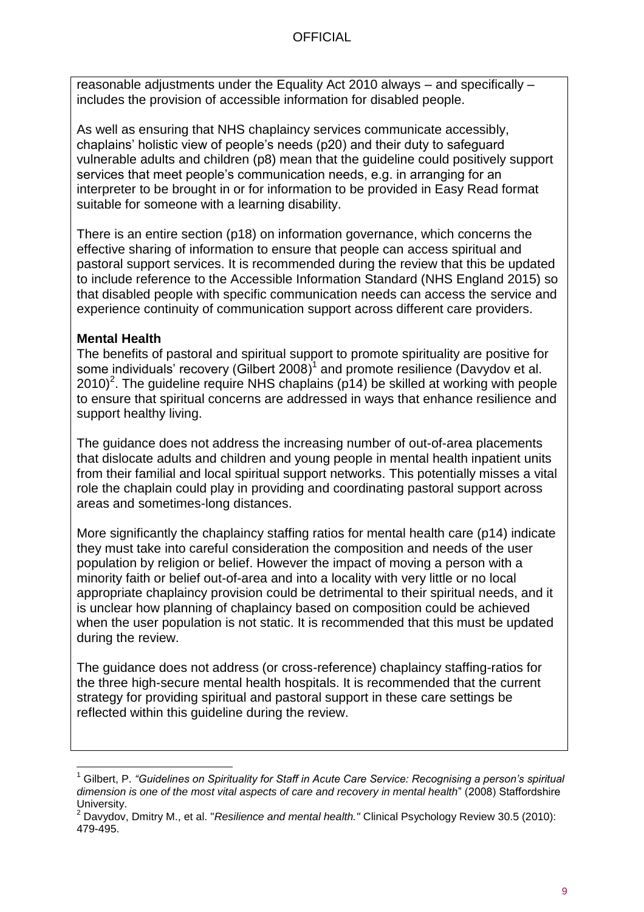reasonable adjustments under the Equality Act 2010 always – and specifically – includes the provision of accessible information for disabled people.

As well as ensuring that NHS chaplaincy services communicate accessibly, chaplains' holistic view of people's needs (p20) and their duty to safeguard vulnerable adults and children (p8) mean that the guideline could positively support services that meet people's communication needs, e.g. in arranging for an interpreter to be brought in or for information to be provided in Easy Read format suitable for someone with a learning disability.

There is an entire section (p18) on information governance, which concerns the effective sharing of information to ensure that people can access spiritual and pastoral support services. It is recommended during the review that this be updated to include reference to the Accessible Information Standard (NHS England 2015) so that disabled people with specific communication needs can access the service and experience continuity of communication support across different care providers.

**Mental Health**

The benefits of pastoral and spiritual support to promote spirituality are positive for some individuals' recovery (Gilbert 2008)[1] and promote resilience (Davydov et al. 2010)[2]. The guideline require NHS chaplains (p14) be skilled at working with people to ensure that spiritual concerns are addressed in ways that enhance resilience and support healthy living.

The guidance does not address the increasing number of out-of-area placements that dislocate adults and children and young people in mental health inpatient units from their familial and local spiritual support networks. This potentially misses a vital role the chaplain could play in providing and coordinating pastoral support across areas and sometimes-long distances.

More significantly the chaplaincy staffing ratios for mental health care (p14) indicate they must take into careful consideration the composition and needs of the user population by religion or belief. However the impact of moving a person with a minority faith or belief out-of-area and into a locality with very little or no local appropriate chaplaincy provision could be detrimental to their spiritual needs, and it is unclear how planning of chaplaincy based on composition could be achieved when the user population is not static. It is recommended that this must be updated during the review.

The guidance does not address (or cross-reference) chaplaincy staffing-ratios for the three high-secure mental health hospitals. It is recommended that the current strategy for providing spiritual and pastoral support in these care settings be reflected within this guideline during the review.

[1] Gilbert, P. *"Guidelines on Spirituality for Staff in Acute Care Service: Recognising a person's spiritual dimension is one of the most vital aspects of care and recovery in mental health"* (2008) Staffordshire University.

[2] Davydov, Dmitry M., et al. "*Resilience and mental health."* Clinical Psychology Review 30.5 (2010): 479-495.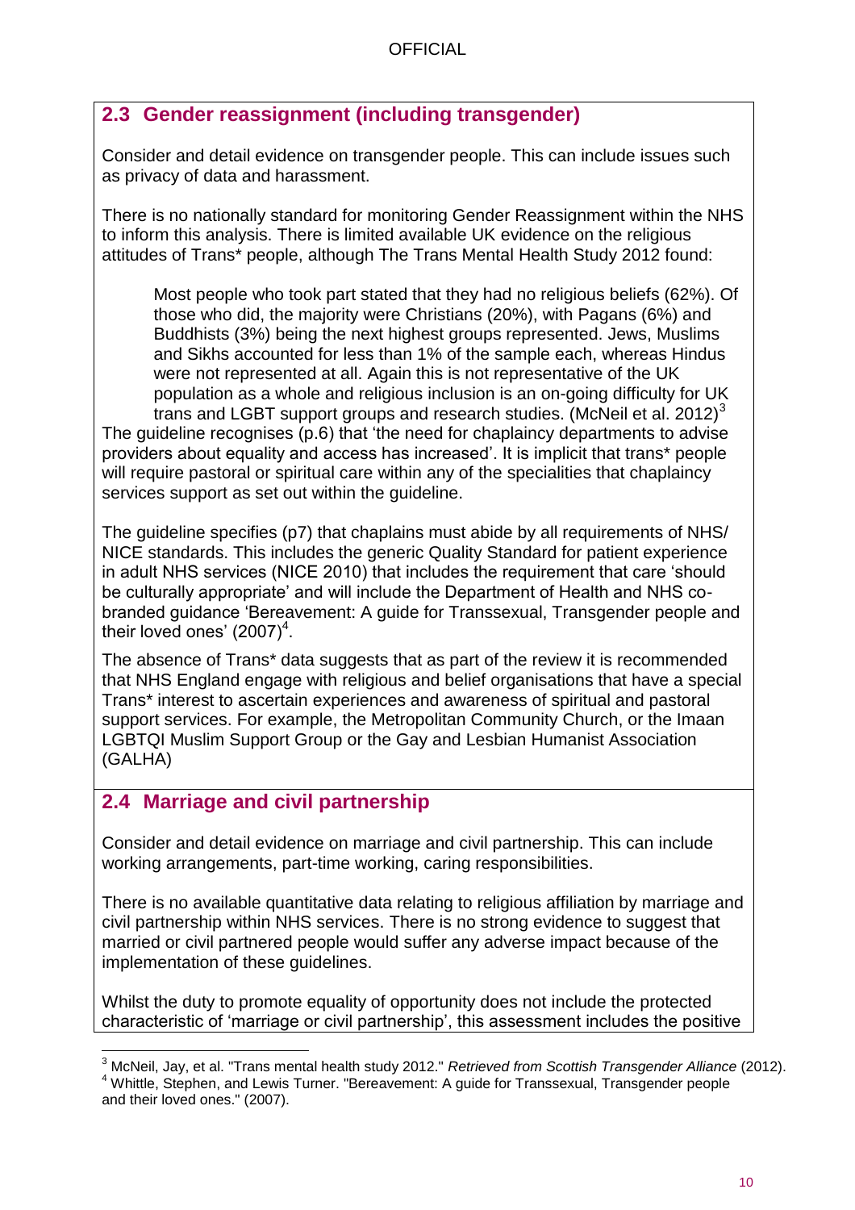## 2.3 Gender reassignment (including transgender)

Consider and detail evidence on transgender people. This can include issues such as privacy of data and harassment.

There is no nationally standard for monitoring Gender Reassignment within the NHS to inform this analysis. There is limited available UK evidence on the religious attitudes of Trans* people, although The Trans Mental Health Study 2012 found:

> Most people who took part stated that they had no religious beliefs (62%). Of those who did, the majority were Christians (20%), with Pagans (6%) and Buddhists (3%) being the next highest groups represented. Jews, Muslims and Sikhs accounted for less than 1% of the sample each, whereas Hindus were not represented at all. Again this is not representative of the UK population as a whole and religious inclusion is an on-going difficulty for UK trans and LGBT support groups and research studies. (McNeil et al. 2012)[3]

The guideline recognises (p.6) that 'the need for chaplaincy departments to advise providers about equality and access has increased'. It is implicit that trans* people will require pastoral or spiritual care within any of the specialities that chaplaincy services support as set out within the guideline.

The guideline specifies (p7) that chaplains must abide by all requirements of NHS/ NICE standards. This includes the generic Quality Standard for patient experience in adult NHS services (NICE 2010) that includes the requirement that care 'should be culturally appropriate' and will include the Department of Health and NHS co-branded guidance 'Bereavement: A guide for Transsexual, Transgender people and their loved ones' (2007)[4].

The absence of Trans* data suggests that as part of the review it is recommended that NHS England engage with religious and belief organisations that have a special Trans* interest to ascertain experiences and awareness of spiritual and pastoral support services. For example, the Metropolitan Community Church, or the Imaan LGBTQI Muslim Support Group or the Gay and Lesbian Humanist Association (GALHA)

## 2.4 Marriage and civil partnership

Consider and detail evidence on marriage and civil partnership. This can include working arrangements, part-time working, caring responsibilities.

There is no available quantitative data relating to religious affiliation by marriage and civil partnership within NHS services. There is no strong evidence to suggest that married or civil partnered people would suffer any adverse impact because of the implementation of these guidelines.

Whilst the duty to promote equality of opportunity does not include the protected characteristic of 'marriage or civil partnership', this assessment includes the positive

---

[3] McNeil, Jay, et al. "Trans mental health study 2012." *Retrieved from Scottish Transgender Alliance* (2012).

[4] Whittle, Stephen, and Lewis Turner. "Bereavement: A guide for Transsexual, Transgender people and their loved ones." (2007).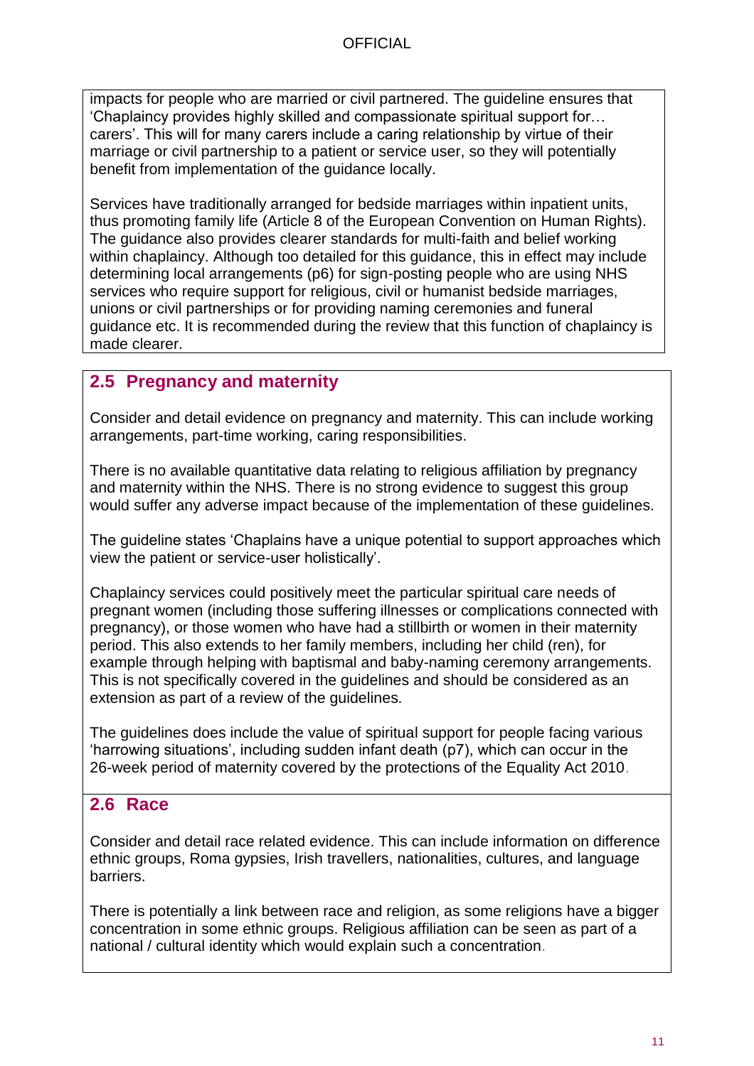impacts for people who are married or civil partnered. The guideline ensures that 'Chaplaincy provides highly skilled and compassionate spiritual support for… carers'. This will for many carers include a caring relationship by virtue of their marriage or civil partnership to a patient or service user, so they will potentially benefit from implementation of the guidance locally.

Services have traditionally arranged for bedside marriages within inpatient units, thus promoting family life (Article 8 of the European Convention on Human Rights). The guidance also provides clearer standards for multi-faith and belief working within chaplaincy. Although too detailed for this guidance, this in effect may include determining local arrangements (p6) for sign-posting people who are using NHS services who require support for religious, civil or humanist bedside marriages, unions or civil partnerships or for providing naming ceremonies and funeral guidance etc. It is recommended during the review that this function of chaplaincy is made clearer.

## 2.5 Pregnancy and maternity

Consider and detail evidence on pregnancy and maternity. This can include working arrangements, part-time working, caring responsibilities.

There is no available quantitative data relating to religious affiliation by pregnancy and maternity within the NHS. There is no strong evidence to suggest this group would suffer any adverse impact because of the implementation of these guidelines.

The guideline states 'Chaplains have a unique potential to support approaches which view the patient or service-user holistically'.

Chaplaincy services could positively meet the particular spiritual care needs of pregnant women (including those suffering illnesses or complications connected with pregnancy), or those women who have had a stillbirth or women in their maternity period. This also extends to her family members, including her child (ren), for example through helping with baptismal and baby-naming ceremony arrangements. This is not specifically covered in the guidelines and should be considered as an extension as part of a review of the guidelines.

The guidelines does include the value of spiritual support for people facing various 'harrowing situations', including sudden infant death (p7), which can occur in the 26-week period of maternity covered by the protections of the Equality Act 2010.

## 2.6 Race

Consider and detail race related evidence. This can include information on difference ethnic groups, Roma gypsies, Irish travellers, nationalities, cultures, and language barriers.

There is potentially a link between race and religion, as some religions have a bigger concentration in some ethnic groups. Religious affiliation can be seen as part of a national / cultural identity which would explain such a concentration.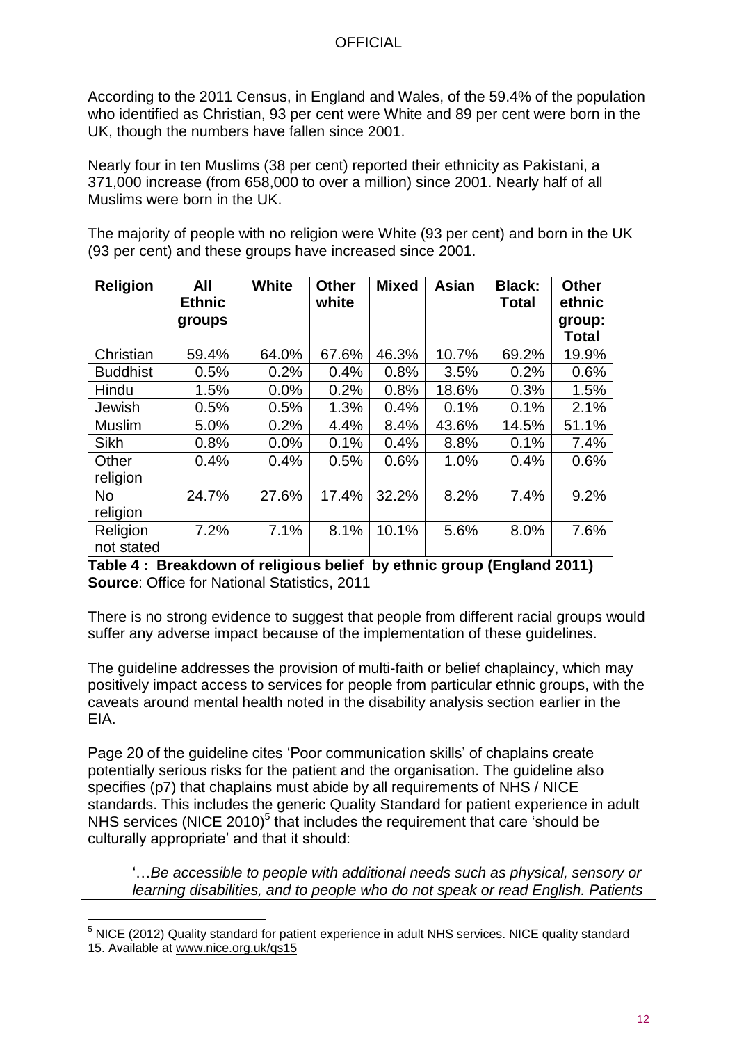According to the 2011 Census, in England and Wales, of the 59.4% of the population who identified as Christian, 93 per cent were White and 89 per cent were born in the UK, though the numbers have fallen since 2001.

Nearly four in ten Muslims (38 per cent) reported their ethnicity as Pakistani, a 371,000 increase (from 658,000 to over a million) since 2001. Nearly half of all Muslims were born in the UK.

The majority of people with no religion were White (93 per cent) and born in the UK (93 per cent) and these groups have increased since 2001.

| Religion | All Ethnic groups | White | Other white | Mixed | Asian | Black: Total | Other ethnic group: Total |
|---|---|---|---|---|---|---|---|
| Christian | 59.4% | 64.0% | 67.6% | 46.3% | 10.7% | 69.2% | 19.9% |
| Buddhist | 0.5% | 0.2% | 0.4% | 0.8% | 3.5% | 0.2% | 0.6% |
| Hindu | 1.5% | 0.0% | 0.2% | 0.8% | 18.6% | 0.3% | 1.5% |
| Jewish | 0.5% | 0.5% | 1.3% | 0.4% | 0.1% | 0.1% | 2.1% |
| Muslim | 5.0% | 0.2% | 4.4% | 8.4% | 43.6% | 14.5% | 51.1% |
| Sikh | 0.8% | 0.0% | 0.1% | 0.4% | 8.8% | 0.1% | 7.4% |
| Other religion | 0.4% | 0.4% | 0.5% | 0.6% | 1.0% | 0.4% | 0.6% |
| No religion | 24.7% | 27.6% | 17.4% | 32.2% | 8.2% | 7.4% | 9.2% |
| Religion not stated | 7.2% | 7.1% | 8.1% | 10.1% | 5.6% | 8.0% | 7.6% |

**Table 4 : Breakdown of religious belief by ethnic group (England 2011)**
**Source**: Office for National Statistics, 2011

There is no strong evidence to suggest that people from different racial groups would suffer any adverse impact because of the implementation of these guidelines.

The guideline addresses the provision of multi-faith or belief chaplaincy, which may positively impact access to services for people from particular ethnic groups, with the caveats around mental health noted in the disability analysis section earlier in the EIA.

Page 20 of the guideline cites 'Poor communication skills' of chaplains create potentially serious risks for the patient and the organisation. The guideline also specifies (p7) that chaplains must abide by all requirements of NHS / NICE standards. This includes the generic Quality Standard for patient experience in adult NHS services (NICE 2010)[5] that includes the requirement that care 'should be culturally appropriate' and that it should:

> '…*Be accessible to people with additional needs such as physical, sensory or learning disabilities, and to people who do not speak or read English. Patients*

[5] NICE (2012) Quality standard for patient experience in adult NHS services. NICE quality standard 15. Available at www.nice.org.uk/qs15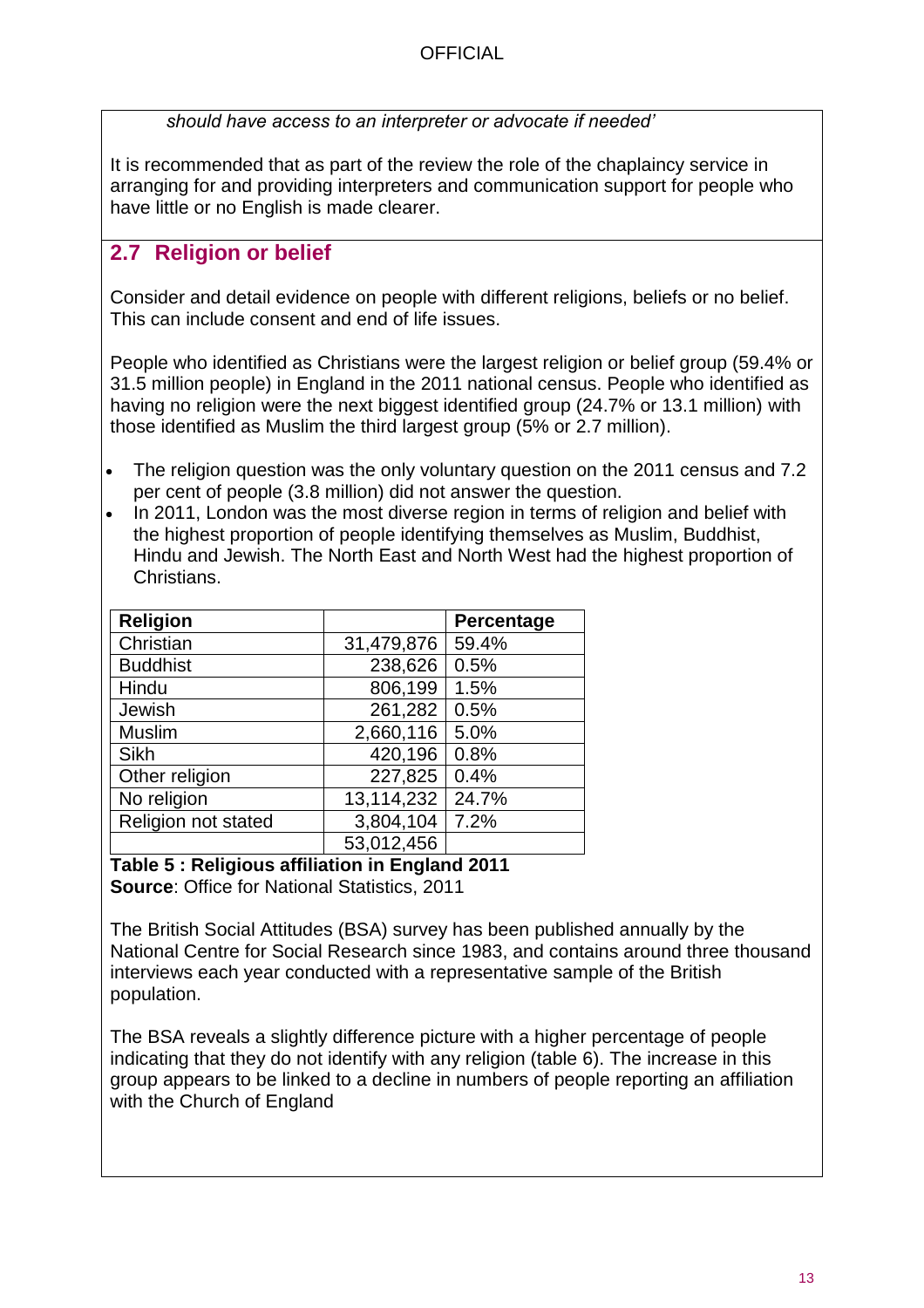*should have access to an interpreter or advocate if needed'*

It is recommended that as part of the review the role of the chaplaincy service in arranging for and providing interpreters and communication support for people who have little or no English is made clearer.

## 2.7 Religion or belief

Consider and detail evidence on people with different religions, beliefs or no belief. This can include consent and end of life issues.

People who identified as Christians were the largest religion or belief group (59.4% or 31.5 million people) in England in the 2011 national census. People who identified as having no religion were the next biggest identified group (24.7% or 13.1 million) with those identified as Muslim the third largest group (5% or 2.7 million).

- The religion question was the only voluntary question on the 2011 census and 7.2 per cent of people (3.8 million) did not answer the question.
- In 2011, London was the most diverse region in terms of religion and belief with the highest proportion of people identifying themselves as Muslim, Buddhist, Hindu and Jewish. The North East and North West had the highest proportion of Christians.

| Religion | | Percentage |
|---|---|---|
| Christian | 31,479,876 | 59.4% |
| Buddhist | 238,626 | 0.5% |
| Hindu | 806,199 | 1.5% |
| Jewish | 261,282 | 0.5% |
| Muslim | 2,660,116 | 5.0% |
| Sikh | 420,196 | 0.8% |
| Other religion | 227,825 | 0.4% |
| No religion | 13,114,232 | 24.7% |
| Religion not stated | 3,804,104 | 7.2% |
| | 53,012,456 | |

**Table 5 : Religious affiliation in England 2011**
**Source**: Office for National Statistics, 2011

The British Social Attitudes (BSA) survey has been published annually by the National Centre for Social Research since 1983, and contains around three thousand interviews each year conducted with a representative sample of the British population.

The BSA reveals a slightly difference picture with a higher percentage of people indicating that they do not identify with any religion (table 6). The increase in this group appears to be linked to a decline in numbers of people reporting an affiliation with the Church of England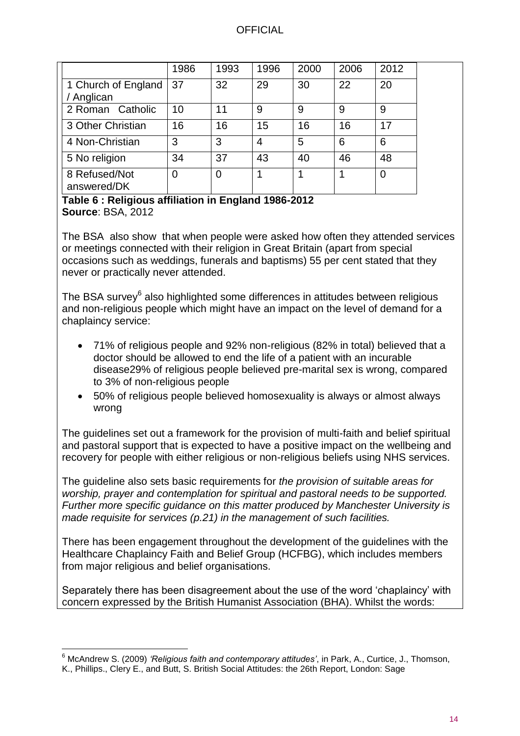|  | 1986 | 1993 | 1996 | 2000 | 2006 | 2012 |
|---|---|---|---|---|---|---|
| 1 Church of England / Anglican | 37 | 32 | 29 | 30 | 22 | 20 |
| 2 Roman Catholic | 10 | 11 | 9 | 9 | 9 | 9 |
| 3 Other Christian | 16 | 16 | 15 | 16 | 16 | 17 |
| 4 Non-Christian | 3 | 3 | 4 | 5 | 6 | 6 |
| 5 No religion | 34 | 37 | 43 | 40 | 46 | 48 |
| 8 Refused/Not answered/DK | 0 | 0 | 1 | 1 | 1 | 0 |

**Table 6 : Religious affiliation in England 1986-2012**
**Source**: BSA, 2012

The BSA also show that when people were asked how often they attended services or meetings connected with their religion in Great Britain (apart from special occasions such as weddings, funerals and baptisms) 55 per cent stated that they never or practically never attended.

The BSA survey[6] also highlighted some differences in attitudes between religious and non-religious people which might have an impact on the level of demand for a chaplaincy service:

- 71% of religious people and 92% non-religious (82% in total) believed that a doctor should be allowed to end the life of a patient with an incurable disease29% of religious people believed pre-marital sex is wrong, compared to 3% of non-religious people
- 50% of religious people believed homosexuality is always or almost always wrong

The guidelines set out a framework for the provision of multi-faith and belief spiritual and pastoral support that is expected to have a positive impact on the wellbeing and recovery for people with either religious or non-religious beliefs using NHS services.

The guideline also sets basic requirements for *the provision of suitable areas for worship, prayer and contemplation for spiritual and pastoral needs to be supported. Further more specific guidance on this matter produced by Manchester University is made requisite for services (p.21) in the management of such facilities.*

There has been engagement throughout the development of the guidelines with the Healthcare Chaplaincy Faith and Belief Group (HCFBG), which includes members from major religious and belief organisations.

Separately there has been disagreement about the use of the word 'chaplaincy' with concern expressed by the British Humanist Association (BHA). Whilst the words:

[6] McAndrew S. (2009) *'Religious faith and contemporary attitudes'*, in Park, A., Curtice, J., Thomson, K., Phillips., Clery E., and Butt, S. British Social Attitudes: the 26th Report, London: Sage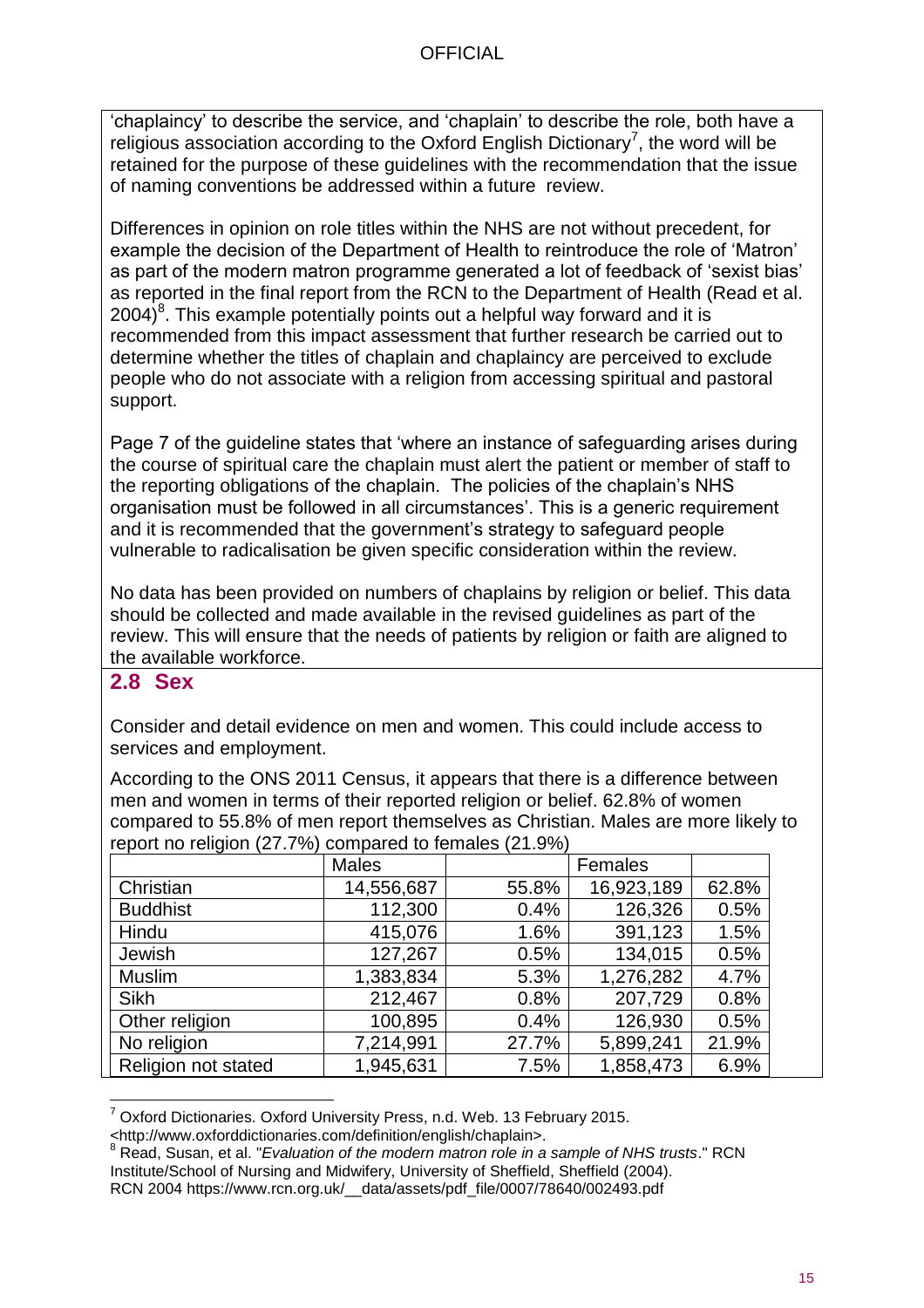'chaplaincy' to describe the service, and 'chaplain' to describe the role, both have a religious association according to the Oxford English Dictionary[7], the word will be retained for the purpose of these guidelines with the recommendation that the issue of naming conventions be addressed within a future review.

Differences in opinion on role titles within the NHS are not without precedent, for example the decision of the Department of Health to reintroduce the role of 'Matron' as part of the modern matron programme generated a lot of feedback of 'sexist bias' as reported in the final report from the RCN to the Department of Health (Read et al. 2004)[8]. This example potentially points out a helpful way forward and it is recommended from this impact assessment that further research be carried out to determine whether the titles of chaplain and chaplaincy are perceived to exclude people who do not associate with a religion from accessing spiritual and pastoral support.

Page 7 of the guideline states that 'where an instance of safeguarding arises during the course of spiritual care the chaplain must alert the patient or member of staff to the reporting obligations of the chaplain. The policies of the chaplain's NHS organisation must be followed in all circumstances'. This is a generic requirement and it is recommended that the government's strategy to safeguard people vulnerable to radicalisation be given specific consideration within the review.

No data has been provided on numbers of chaplains by religion or belief. This data should be collected and made available in the revised guidelines as part of the review. This will ensure that the needs of patients by religion or faith are aligned to the available workforce.

## 2.8 Sex

Consider and detail evidence on men and women. This could include access to services and employment.

According to the ONS 2011 Census, it appears that there is a difference between men and women in terms of their reported religion or belief. 62.8% of women compared to 55.8% of men report themselves as Christian. Males are more likely to report no religion (27.7%) compared to females (21.9%)

| | Males | | Females | |
|---|---|---|---|---|
| Christian | 14,556,687 | 55.8% | 16,923,189 | 62.8% |
| Buddhist | 112,300 | 0.4% | 126,326 | 0.5% |
| Hindu | 415,076 | 1.6% | 391,123 | 1.5% |
| Jewish | 127,267 | 0.5% | 134,015 | 0.5% |
| Muslim | 1,383,834 | 5.3% | 1,276,282 | 4.7% |
| Sikh | 212,467 | 0.8% | 207,729 | 0.8% |
| Other religion | 100,895 | 0.4% | 126,930 | 0.5% |
| No religion | 7,214,991 | 27.7% | 5,899,241 | 21.9% |
| Religion not stated | 1,945,631 | 7.5% | 1,858,473 | 6.9% |

[7] Oxford Dictionaries. Oxford University Press, n.d. Web. 13 February 2015. <http://www.oxforddictionaries.com/definition/english/chaplain>.

[8] Read, Susan, et al. "*Evaluation of the modern matron role in a sample of NHS trusts*." RCN Institute/School of Nursing and Midwifery, University of Sheffield, Sheffield (2004). RCN 2004 https://www.rcn.org.uk/__data/assets/pdf_file/0007/78640/002493.pdf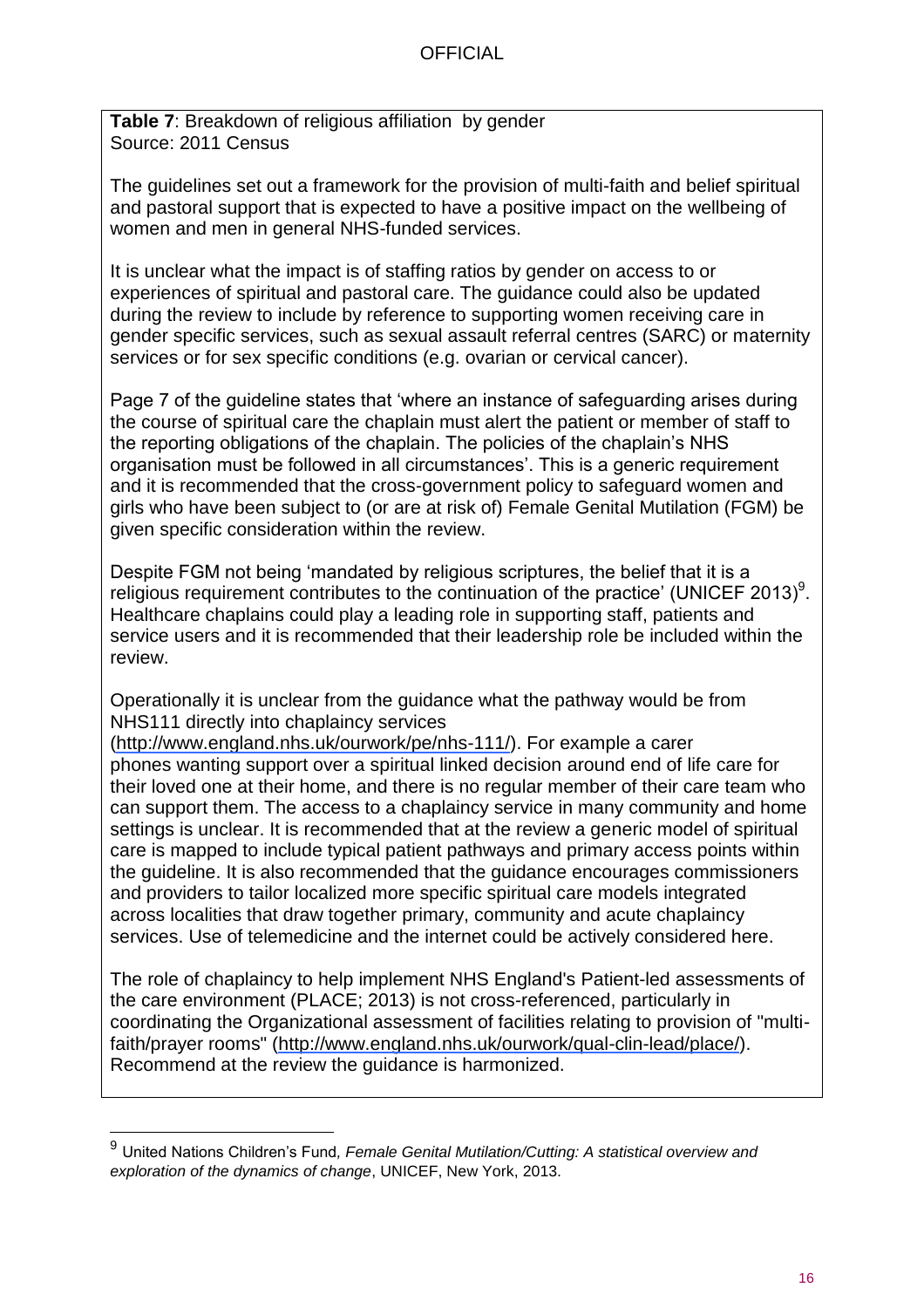**Table 7**: Breakdown of religious affiliation by gender
Source: 2011 Census

The guidelines set out a framework for the provision of multi-faith and belief spiritual and pastoral support that is expected to have a positive impact on the wellbeing of women and men in general NHS-funded services.

It is unclear what the impact is of staffing ratios by gender on access to or experiences of spiritual and pastoral care. The guidance could also be updated during the review to include by reference to supporting women receiving care in gender specific services, such as sexual assault referral centres (SARC) or maternity services or for sex specific conditions (e.g. ovarian or cervical cancer).

Page 7 of the guideline states that 'where an instance of safeguarding arises during the course of spiritual care the chaplain must alert the patient or member of staff to the reporting obligations of the chaplain. The policies of the chaplain's NHS organisation must be followed in all circumstances'. This is a generic requirement and it is recommended that the cross-government policy to safeguard women and girls who have been subject to (or are at risk of) Female Genital Mutilation (FGM) be given specific consideration within the review.

Despite FGM not being 'mandated by religious scriptures, the belief that it is a religious requirement contributes to the continuation of the practice' (UNICEF 2013)[9]. Healthcare chaplains could play a leading role in supporting staff, patients and service users and it is recommended that their leadership role be included within the review.

Operationally it is unclear from the guidance what the pathway would be from NHS111 directly into chaplaincy services (http://www.england.nhs.uk/ourwork/pe/nhs-111/). For example a carer phones wanting support over a spiritual linked decision around end of life care for their loved one at their home, and there is no regular member of their care team who can support them. The access to a chaplaincy service in many community and home settings is unclear. It is recommended that at the review a generic model of spiritual care is mapped to include typical patient pathways and primary access points within the guideline. It is also recommended that the guidance encourages commissioners and providers to tailor localized more specific spiritual care models integrated across localities that draw together primary, community and acute chaplaincy services. Use of telemedicine and the internet could be actively considered here.

The role of chaplaincy to help implement NHS England's Patient-led assessments of the care environment (PLACE; 2013) is not cross-referenced, particularly in coordinating the Organizational assessment of facilities relating to provision of "multi-faith/prayer rooms" (http://www.england.nhs.uk/ourwork/qual-clin-lead/place/). Recommend at the review the guidance is harmonized.

---

[9] United Nations Children's Fund, *Female Genital Mutilation/Cutting: A statistical overview and exploration of the dynamics of change*, UNICEF, New York, 2013.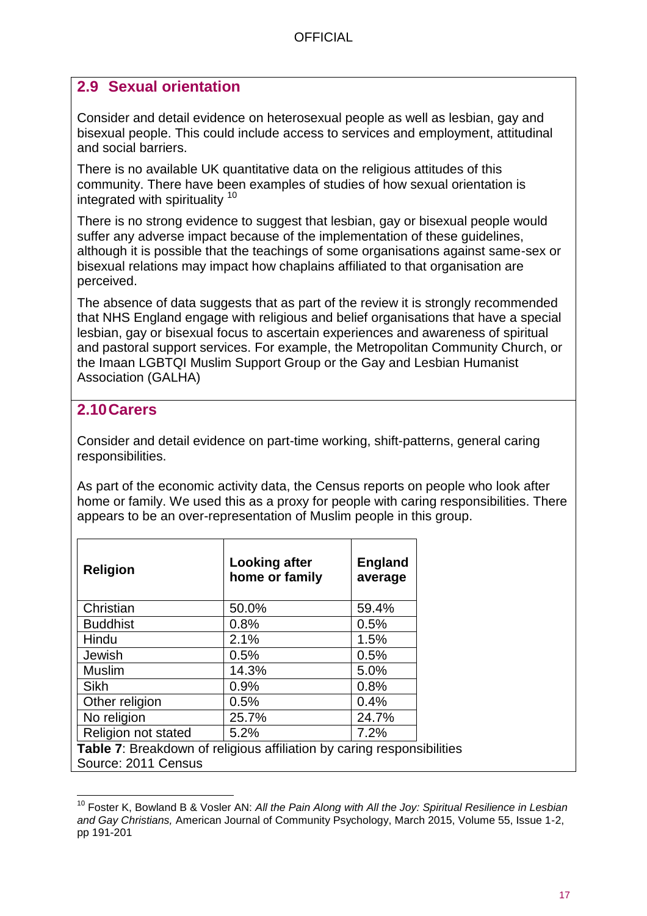## 2.9 Sexual orientation

Consider and detail evidence on heterosexual people as well as lesbian, gay and bisexual people. This could include access to services and employment, attitudinal and social barriers.

There is no available UK quantitative data on the religious attitudes of this community. There have been examples of studies of how sexual orientation is integrated with spirituality [10]

There is no strong evidence to suggest that lesbian, gay or bisexual people would suffer any adverse impact because of the implementation of these guidelines, although it is possible that the teachings of some organisations against same-sex or bisexual relations may impact how chaplains affiliated to that organisation are perceived.

The absence of data suggests that as part of the review it is strongly recommended that NHS England engage with religious and belief organisations that have a special lesbian, gay or bisexual focus to ascertain experiences and awareness of spiritual and pastoral support services. For example, the Metropolitan Community Church, or the Imaan LGBTQI Muslim Support Group or the Gay and Lesbian Humanist Association (GALHA)

## 2.10 Carers

Consider and detail evidence on part-time working, shift-patterns, general caring responsibilities.

As part of the economic activity data, the Census reports on people who look after home or family. We used this as a proxy for people with caring responsibilities. There appears to be an over-representation of Muslim people in this group.

| Religion | Looking after home or family | England average |
|---|---|---|
| Christian | 50.0% | 59.4% |
| Buddhist | 0.8% | 0.5% |
| Hindu | 2.1% | 1.5% |
| Jewish | 0.5% | 0.5% |
| Muslim | 14.3% | 5.0% |
| Sikh | 0.9% | 0.8% |
| Other religion | 0.5% | 0.4% |
| No religion | 25.7% | 24.7% |
| Religion not stated | 5.2% | 7.2% |

**Table 7**: Breakdown of religious affiliation by caring responsibilities
Source: 2011 Census

[10] Foster K, Bowland B & Vosler AN: *All the Pain Along with All the Joy: Spiritual Resilience in Lesbian and Gay Christians,* American Journal of Community Psychology, March 2015, Volume 55, Issue 1-2, pp 191-201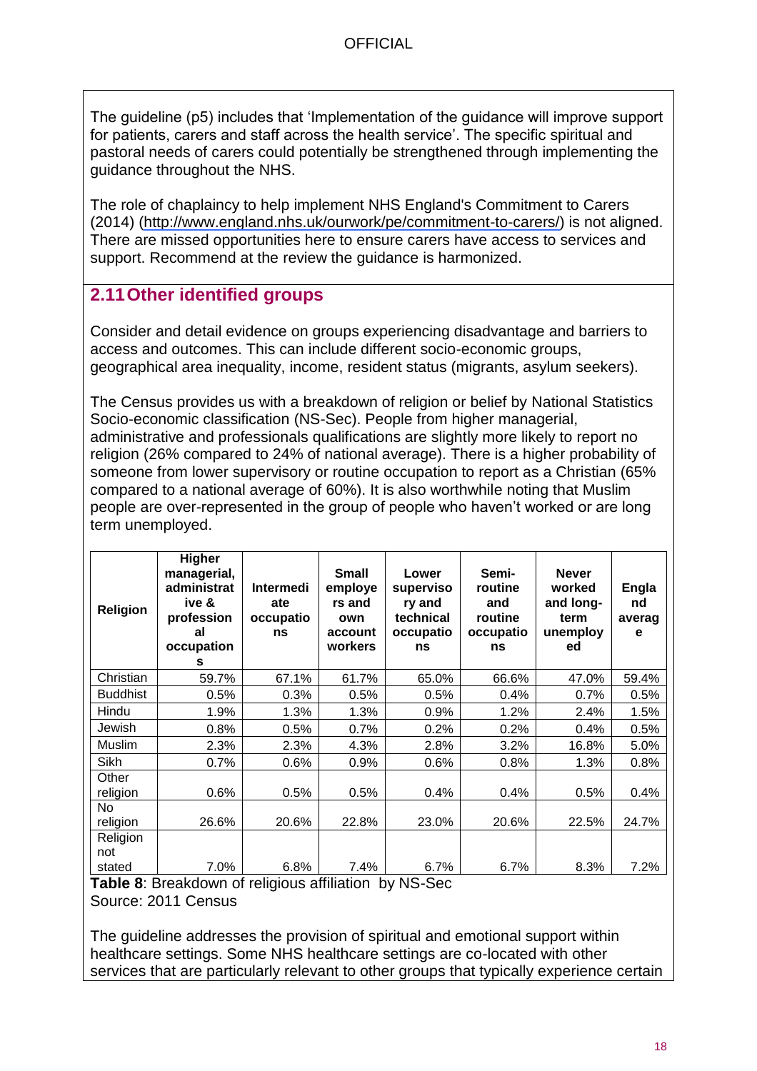The guideline (p5) includes that 'Implementation of the guidance will improve support for patients, carers and staff across the health service'. The specific spiritual and pastoral needs of carers could potentially be strengthened through implementing the guidance throughout the NHS.

The role of chaplaincy to help implement NHS England's Commitment to Carers (2014) (http://www.england.nhs.uk/ourwork/pe/commitment-to-carers/) is not aligned. There are missed opportunities here to ensure carers have access to services and support. Recommend at the review the guidance is harmonized.

## 2.11 Other identified groups

Consider and detail evidence on groups experiencing disadvantage and barriers to access and outcomes. This can include different socio-economic groups, geographical area inequality, income, resident status (migrants, asylum seekers).

The Census provides us with a breakdown of religion or belief by National Statistics Socio-economic classification (NS-Sec). People from higher managerial, administrative and professionals qualifications are slightly more likely to report no religion (26% compared to 24% of national average). There is a higher probability of someone from lower supervisory or routine occupation to report as a Christian (65% compared to a national average of 60%). It is also worthwhile noting that Muslim people are over-represented in the group of people who haven't worked or are long term unemployed.

| Religion | Higher managerial, administrative & professional occupations | Intermediate occupations | Small employers and own account workers | Lower supervisory and technical occupations | Semi-routine and routine occupations | Never worked and long-term unemployed | England average |
|---|---|---|---|---|---|---|---|
| Christian | 59.7% | 67.1% | 61.7% | 65.0% | 66.6% | 47.0% | 59.4% |
| Buddhist | 0.5% | 0.3% | 0.5% | 0.5% | 0.4% | 0.7% | 0.5% |
| Hindu | 1.9% | 1.3% | 1.3% | 0.9% | 1.2% | 2.4% | 1.5% |
| Jewish | 0.8% | 0.5% | 0.7% | 0.2% | 0.2% | 0.4% | 0.5% |
| Muslim | 2.3% | 2.3% | 4.3% | 2.8% | 3.2% | 16.8% | 5.0% |
| Sikh | 0.7% | 0.6% | 0.9% | 0.6% | 0.8% | 1.3% | 0.8% |
| Other religion | 0.6% | 0.5% | 0.5% | 0.4% | 0.4% | 0.5% | 0.4% |
| No religion | 26.6% | 20.6% | 22.8% | 23.0% | 20.6% | 22.5% | 24.7% |
| Religion not stated | 7.0% | 6.8% | 7.4% | 6.7% | 6.7% | 8.3% | 7.2% |

**Table 8**: Breakdown of religious affiliation by NS-Sec
Source: 2011 Census

The guideline addresses the provision of spiritual and emotional support within healthcare settings. Some NHS healthcare settings are co-located with other services that are particularly relevant to other groups that typically experience certain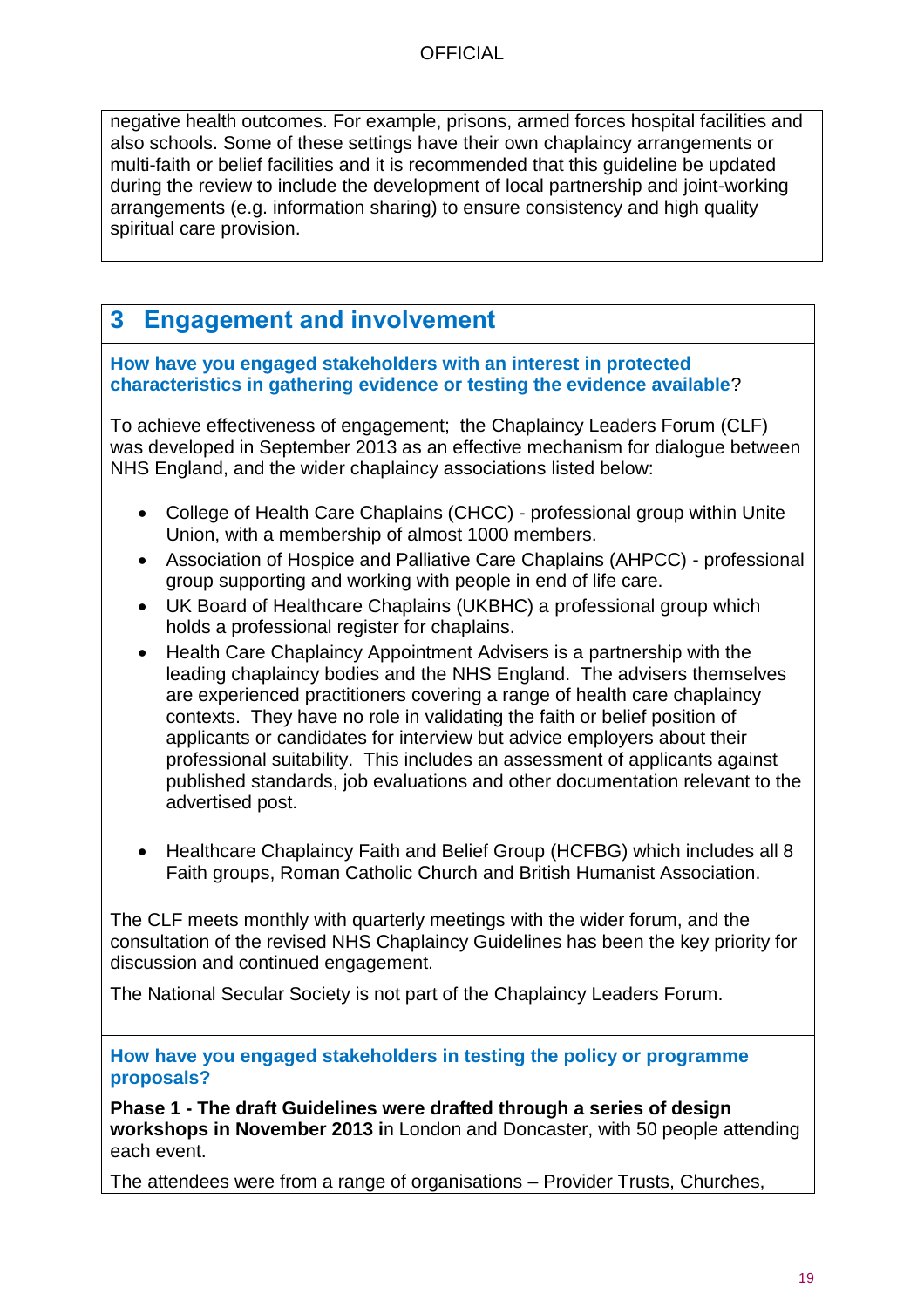negative health outcomes. For example, prisons, armed forces hospital facilities and also schools. Some of these settings have their own chaplaincy arrangements or multi-faith or belief facilities and it is recommended that this guideline be updated during the review to include the development of local partnership and joint-working arrangements (e.g. information sharing) to ensure consistency and high quality spiritual care provision.

## 3 Engagement and involvement

**How have you engaged stakeholders with an interest in protected characteristics in gathering evidence or testing the evidence available?**

To achieve effectiveness of engagement; the Chaplaincy Leaders Forum (CLF) was developed in September 2013 as an effective mechanism for dialogue between NHS England, and the wider chaplaincy associations listed below:

- College of Health Care Chaplains (CHCC) - professional group within Unite Union, with a membership of almost 1000 members.
- Association of Hospice and Palliative Care Chaplains (AHPCC) - professional group supporting and working with people in end of life care.
- UK Board of Healthcare Chaplains (UKBHC) a professional group which holds a professional register for chaplains.
- Health Care Chaplaincy Appointment Advisers is a partnership with the leading chaplaincy bodies and the NHS England. The advisers themselves are experienced practitioners covering a range of health care chaplaincy contexts. They have no role in validating the faith or belief position of applicants or candidates for interview but advice employers about their professional suitability. This includes an assessment of applicants against published standards, job evaluations and other documentation relevant to the advertised post.
- Healthcare Chaplaincy Faith and Belief Group (HCFBG) which includes all 8 Faith groups, Roman Catholic Church and British Humanist Association.

The CLF meets monthly with quarterly meetings with the wider forum, and the consultation of the revised NHS Chaplaincy Guidelines has been the key priority for discussion and continued engagement.

The National Secular Society is not part of the Chaplaincy Leaders Forum.

**How have you engaged stakeholders in testing the policy or programme proposals?**

**Phase 1 - The draft Guidelines were drafted through a series of design workshops in November 2013 i**n London and Doncaster, with 50 people attending each event.

The attendees were from a range of organisations – Provider Trusts, Churches,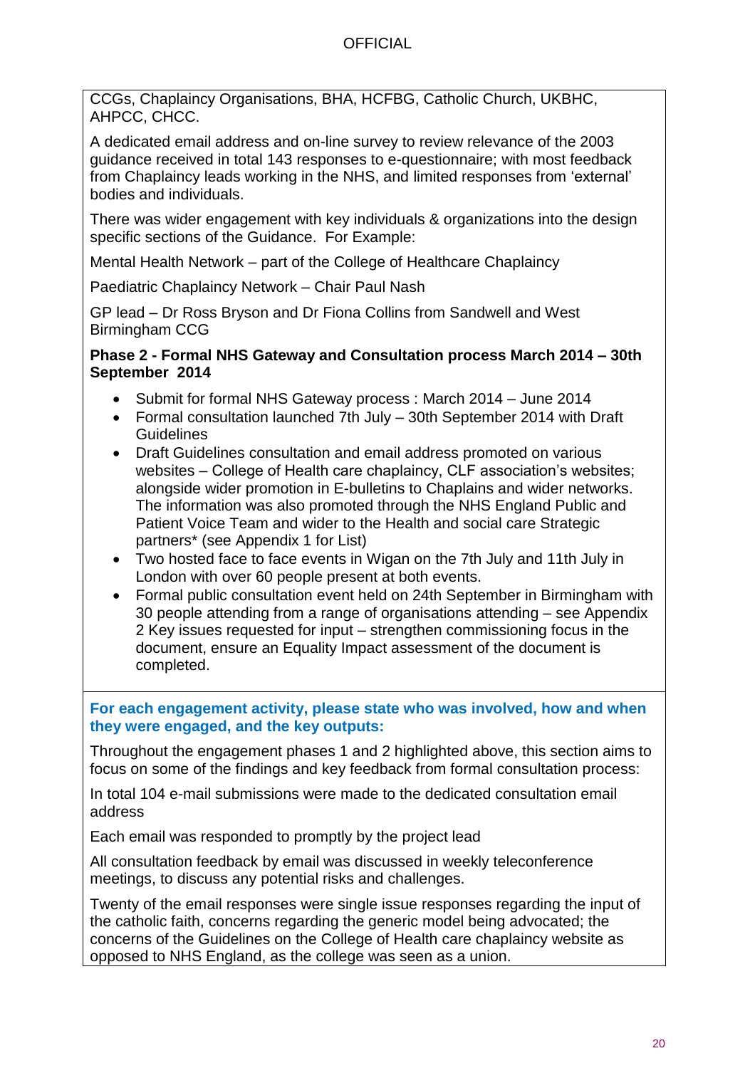CCGs, Chaplaincy Organisations, BHA, HCFBG, Catholic Church, UKBHC, AHPCC, CHCC.

A dedicated email address and on-line survey to review relevance of the 2003 guidance received in total 143 responses to e-questionnaire; with most feedback from Chaplaincy leads working in the NHS, and limited responses from 'external' bodies and individuals.

There was wider engagement with key individuals & organizations into the design specific sections of the Guidance. For Example:

Mental Health Network – part of the College of Healthcare Chaplaincy

Paediatric Chaplaincy Network – Chair Paul Nash

GP lead – Dr Ross Bryson and Dr Fiona Collins from Sandwell and West Birmingham CCG

**Phase 2 - Formal NHS Gateway and Consultation process March 2014 – 30th September 2014**

- Submit for formal NHS Gateway process : March 2014 – June 2014
- Formal consultation launched 7th July – 30th September 2014 with Draft Guidelines
- Draft Guidelines consultation and email address promoted on various websites – College of Health care chaplaincy, CLF association's websites; alongside wider promotion in E-bulletins to Chaplains and wider networks. The information was also promoted through the NHS England Public and Patient Voice Team and wider to the Health and social care Strategic partners* (see Appendix 1 for List)
- Two hosted face to face events in Wigan on the 7th July and 11th July in London with over 60 people present at both events.
- Formal public consultation event held on 24th September in Birmingham with 30 people attending from a range of organisations attending – see Appendix 2 Key issues requested for input – strengthen commissioning focus in the document, ensure an Equality Impact assessment of the document is completed.

**For each engagement activity, please state who was involved, how and when they were engaged, and the key outputs:**

Throughout the engagement phases 1 and 2 highlighted above, this section aims to focus on some of the findings and key feedback from formal consultation process:

In total 104 e-mail submissions were made to the dedicated consultation email address

Each email was responded to promptly by the project lead

All consultation feedback by email was discussed in weekly teleconference meetings, to discuss any potential risks and challenges.

Twenty of the email responses were single issue responses regarding the input of the catholic faith, concerns regarding the generic model being advocated; the concerns of the Guidelines on the College of Health care chaplaincy website as opposed to NHS England, as the college was seen as a union.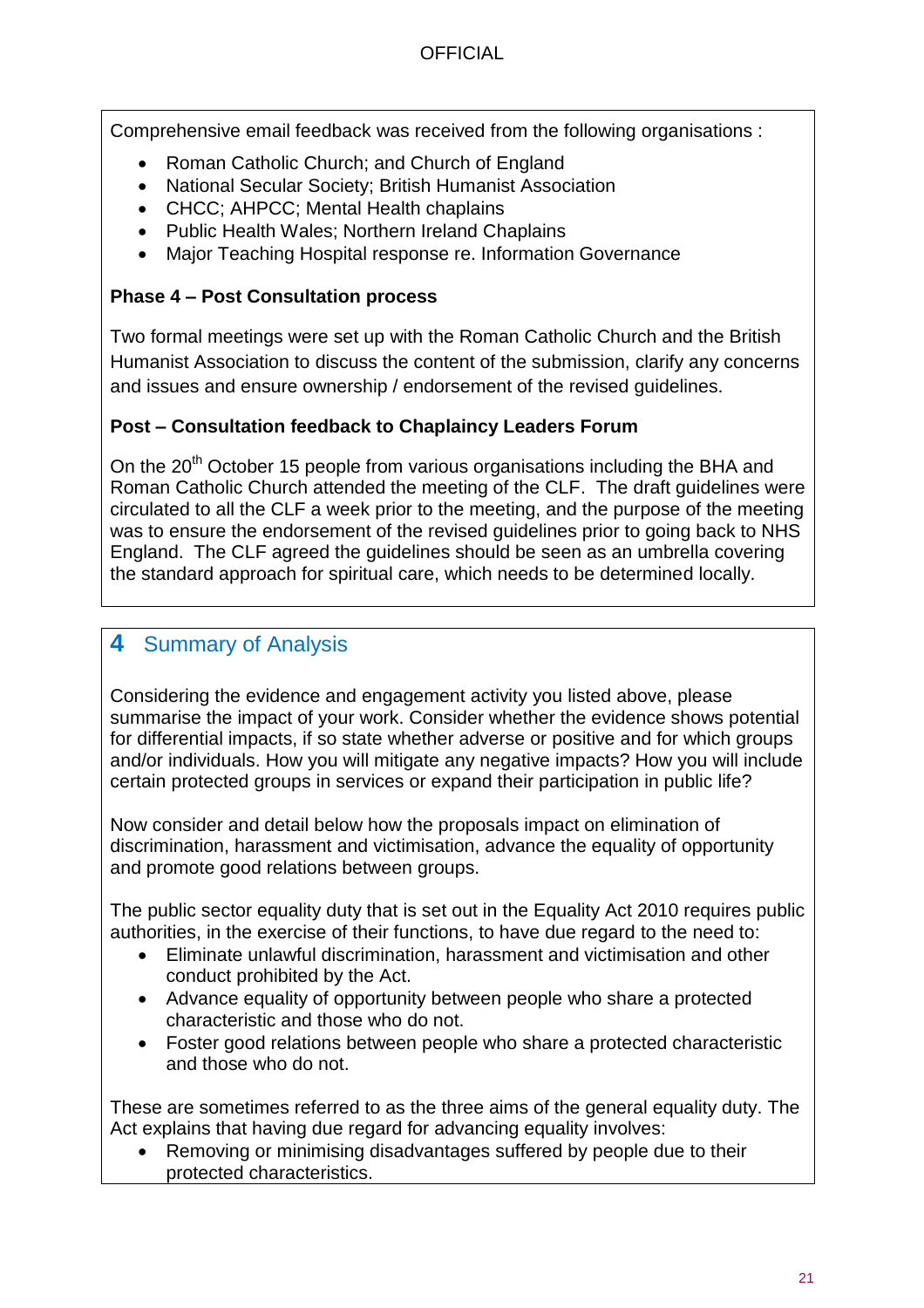Comprehensive email feedback was received from the following organisations :

- Roman Catholic Church; and Church of England
- National Secular Society; British Humanist Association
- CHCC; AHPCC; Mental Health chaplains
- Public Health Wales; Northern Ireland Chaplains
- Major Teaching Hospital response re. Information Governance

**Phase 4 – Post Consultation process**

Two formal meetings were set up with the Roman Catholic Church and the British Humanist Association to discuss the content of the submission, clarify any concerns and issues and ensure ownership / endorsement of the revised guidelines.

**Post – Consultation feedback to Chaplaincy Leaders Forum**

On the 20th October 15 people from various organisations including the BHA and Roman Catholic Church attended the meeting of the CLF. The draft guidelines were circulated to all the CLF a week prior to the meeting, and the purpose of the meeting was to ensure the endorsement of the revised guidelines prior to going back to NHS England. The CLF agreed the guidelines should be seen as an umbrella covering the standard approach for spiritual care, which needs to be determined locally.

## 4 Summary of Analysis

Considering the evidence and engagement activity you listed above, please summarise the impact of your work. Consider whether the evidence shows potential for differential impacts, if so state whether adverse or positive and for which groups and/or individuals. How you will mitigate any negative impacts? How you will include certain protected groups in services or expand their participation in public life?

Now consider and detail below how the proposals impact on elimination of discrimination, harassment and victimisation, advance the equality of opportunity and promote good relations between groups.

The public sector equality duty that is set out in the Equality Act 2010 requires public authorities, in the exercise of their functions, to have due regard to the need to:

- Eliminate unlawful discrimination, harassment and victimisation and other conduct prohibited by the Act.
- Advance equality of opportunity between people who share a protected characteristic and those who do not.
- Foster good relations between people who share a protected characteristic and those who do not.

These are sometimes referred to as the three aims of the general equality duty. The Act explains that having due regard for advancing equality involves:

- Removing or minimising disadvantages suffered by people due to their protected characteristics.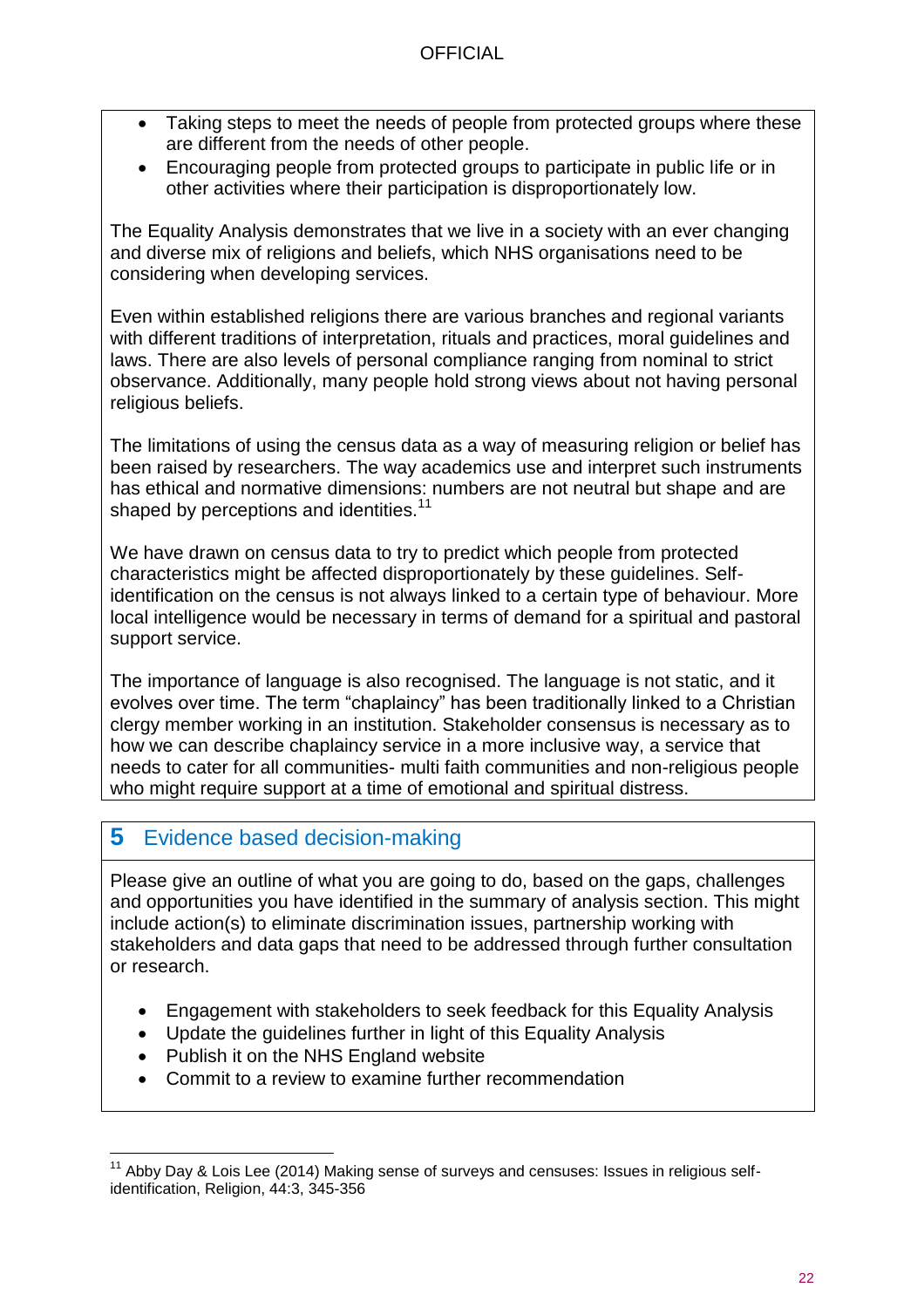- Taking steps to meet the needs of people from protected groups where these are different from the needs of other people.
- Encouraging people from protected groups to participate in public life or in other activities where their participation is disproportionately low.

The Equality Analysis demonstrates that we live in a society with an ever changing and diverse mix of religions and beliefs, which NHS organisations need to be considering when developing services.

Even within established religions there are various branches and regional variants with different traditions of interpretation, rituals and practices, moral guidelines and laws. There are also levels of personal compliance ranging from nominal to strict observance. Additionally, many people hold strong views about not having personal religious beliefs.

The limitations of using the census data as a way of measuring religion or belief has been raised by researchers. The way academics use and interpret such instruments has ethical and normative dimensions: numbers are not neutral but shape and are shaped by perceptions and identities.[11]

We have drawn on census data to try to predict which people from protected characteristics might be affected disproportionately by these guidelines. Self-identification on the census is not always linked to a certain type of behaviour. More local intelligence would be necessary in terms of demand for a spiritual and pastoral support service.

The importance of language is also recognised. The language is not static, and it evolves over time. The term "chaplaincy" has been traditionally linked to a Christian clergy member working in an institution. Stakeholder consensus is necessary as to how we can describe chaplaincy service in a more inclusive way, a service that needs to cater for all communities- multi faith communities and non-religious people who might require support at a time of emotional and spiritual distress.

## 5 Evidence based decision-making

Please give an outline of what you are going to do, based on the gaps, challenges and opportunities you have identified in the summary of analysis section. This might include action(s) to eliminate discrimination issues, partnership working with stakeholders and data gaps that need to be addressed through further consultation or research.

- Engagement with stakeholders to seek feedback for this Equality Analysis
- Update the guidelines further in light of this Equality Analysis
- Publish it on the NHS England website
- Commit to a review to examine further recommendation

[11] Abby Day & Lois Lee (2014) Making sense of surveys and censuses: Issues in religious self-identification, Religion, 44:3, 345-356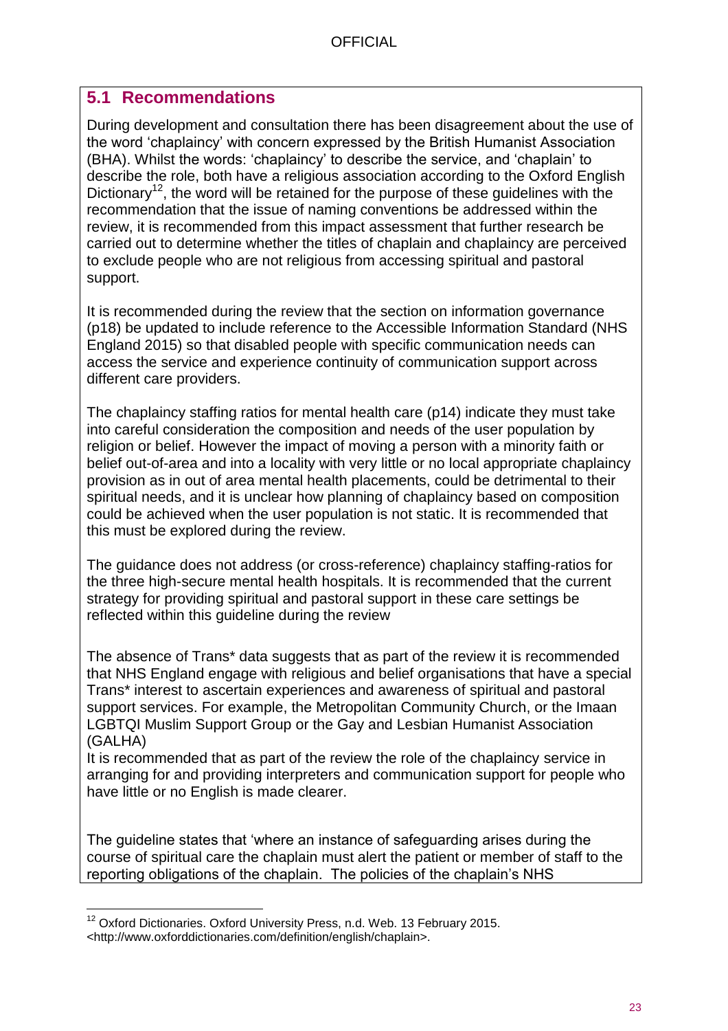## 5.1 Recommendations

During development and consultation there has been disagreement about the use of the word 'chaplaincy' with concern expressed by the British Humanist Association (BHA). Whilst the words: 'chaplaincy' to describe the service, and 'chaplain' to describe the role, both have a religious association according to the Oxford English Dictionary[12], the word will be retained for the purpose of these guidelines with the recommendation that the issue of naming conventions be addressed within the review, it is recommended from this impact assessment that further research be carried out to determine whether the titles of chaplain and chaplaincy are perceived to exclude people who are not religious from accessing spiritual and pastoral support.

It is recommended during the review that the section on information governance (p18) be updated to include reference to the Accessible Information Standard (NHS England 2015) so that disabled people with specific communication needs can access the service and experience continuity of communication support across different care providers.

The chaplaincy staffing ratios for mental health care (p14) indicate they must take into careful consideration the composition and needs of the user population by religion or belief. However the impact of moving a person with a minority faith or belief out-of-area and into a locality with very little or no local appropriate chaplaincy provision as in out of area mental health placements, could be detrimental to their spiritual needs, and it is unclear how planning of chaplaincy based on composition could be achieved when the user population is not static. It is recommended that this must be explored during the review.

The guidance does not address (or cross-reference) chaplaincy staffing-ratios for the three high-secure mental health hospitals. It is recommended that the current strategy for providing spiritual and pastoral support in these care settings be reflected within this guideline during the review

The absence of Trans* data suggests that as part of the review it is recommended that NHS England engage with religious and belief organisations that have a special Trans* interest to ascertain experiences and awareness of spiritual and pastoral support services. For example, the Metropolitan Community Church, or the Imaan LGBTQI Muslim Support Group or the Gay and Lesbian Humanist Association (GALHA)

It is recommended that as part of the review the role of the chaplaincy service in arranging for and providing interpreters and communication support for people who have little or no English is made clearer.

The guideline states that 'where an instance of safeguarding arises during the course of spiritual care the chaplain must alert the patient or member of staff to the reporting obligations of the chaplain. The policies of the chaplain's NHS

[12] Oxford Dictionaries. Oxford University Press, n.d. Web. 13 February 2015. <http://www.oxforddictionaries.com/definition/english/chaplain>.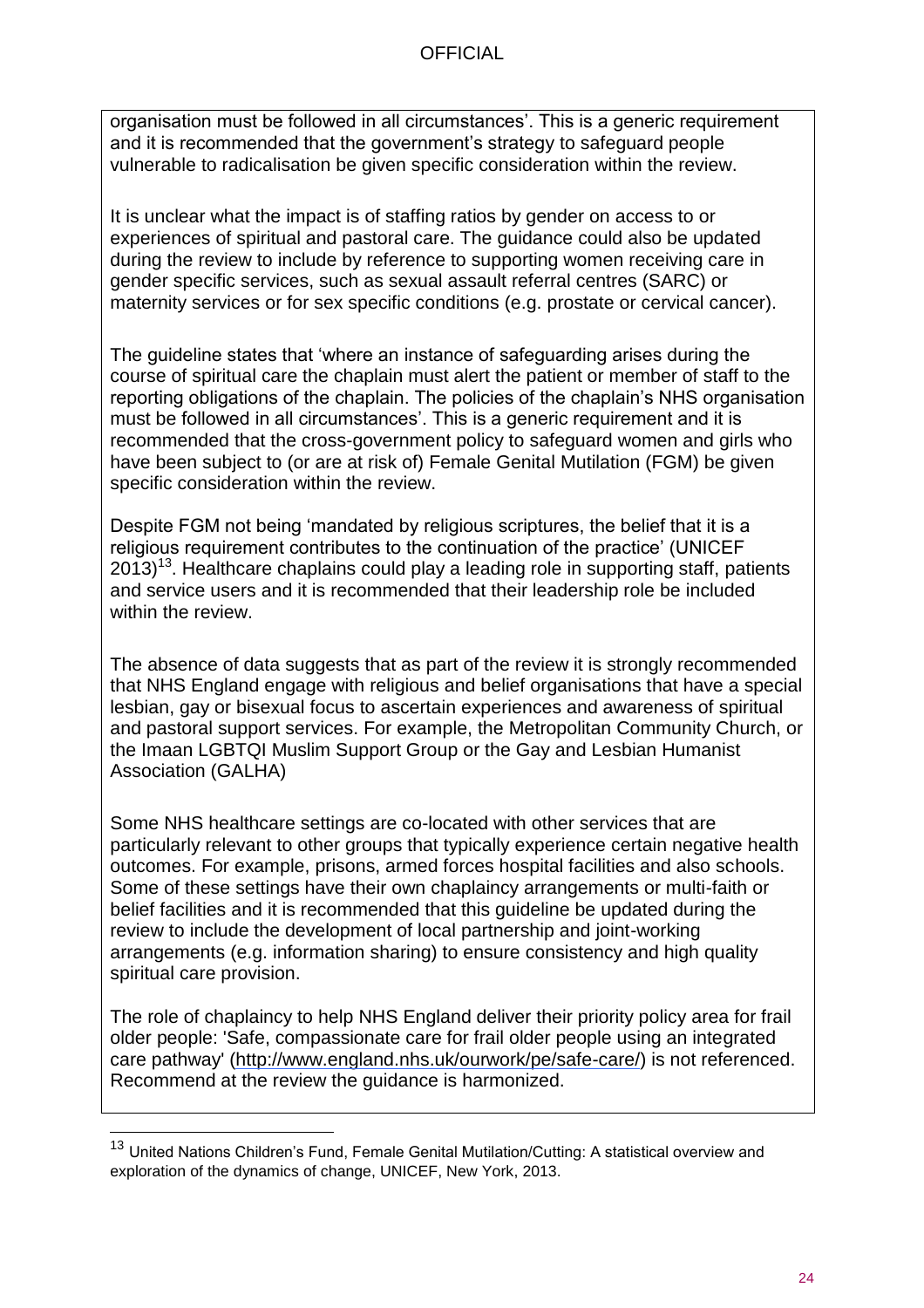organisation must be followed in all circumstances'. This is a generic requirement and it is recommended that the government's strategy to safeguard people vulnerable to radicalisation be given specific consideration within the review.

It is unclear what the impact is of staffing ratios by gender on access to or experiences of spiritual and pastoral care. The guidance could also be updated during the review to include by reference to supporting women receiving care in gender specific services, such as sexual assault referral centres (SARC) or maternity services or for sex specific conditions (e.g. prostate or cervical cancer).

The guideline states that 'where an instance of safeguarding arises during the course of spiritual care the chaplain must alert the patient or member of staff to the reporting obligations of the chaplain. The policies of the chaplain's NHS organisation must be followed in all circumstances'. This is a generic requirement and it is recommended that the cross-government policy to safeguard women and girls who have been subject to (or are at risk of) Female Genital Mutilation (FGM) be given specific consideration within the review.

Despite FGM not being 'mandated by religious scriptures, the belief that it is a religious requirement contributes to the continuation of the practice' (UNICEF 2013)[13]. Healthcare chaplains could play a leading role in supporting staff, patients and service users and it is recommended that their leadership role be included within the review.

The absence of data suggests that as part of the review it is strongly recommended that NHS England engage with religious and belief organisations that have a special lesbian, gay or bisexual focus to ascertain experiences and awareness of spiritual and pastoral support services. For example, the Metropolitan Community Church, or the Imaan LGBTQI Muslim Support Group or the Gay and Lesbian Humanist Association (GALHA)

Some NHS healthcare settings are co-located with other services that are particularly relevant to other groups that typically experience certain negative health outcomes. For example, prisons, armed forces hospital facilities and also schools. Some of these settings have their own chaplaincy arrangements or multi-faith or belief facilities and it is recommended that this guideline be updated during the review to include the development of local partnership and joint-working arrangements (e.g. information sharing) to ensure consistency and high quality spiritual care provision.

The role of chaplaincy to help NHS England deliver their priority policy area for frail older people: 'Safe, compassionate care for frail older people using an integrated care pathway' (http://www.england.nhs.uk/ourwork/pe/safe-care/) is not referenced. Recommend at the review the guidance is harmonized.

[13] United Nations Children's Fund, Female Genital Mutilation/Cutting: A statistical overview and exploration of the dynamics of change, UNICEF, New York, 2013.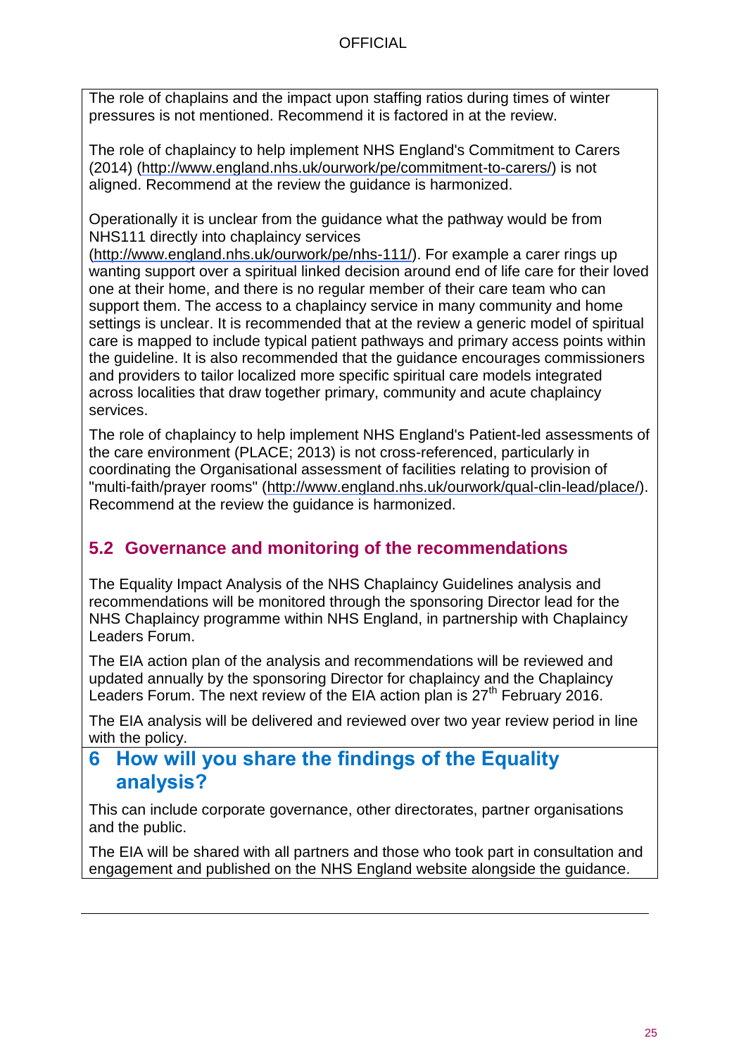The role of chaplains and the impact upon staffing ratios during times of winter pressures is not mentioned. Recommend it is factored in at the review.

The role of chaplaincy to help implement NHS England's Commitment to Carers (2014) (http://www.england.nhs.uk/ourwork/pe/commitment-to-carers/) is not aligned. Recommend at the review the guidance is harmonized.

Operationally it is unclear from the guidance what the pathway would be from NHS111 directly into chaplaincy services (http://www.england.nhs.uk/ourwork/pe/nhs-111/). For example a carer rings up wanting support over a spiritual linked decision around end of life care for their loved one at their home, and there is no regular member of their care team who can support them. The access to a chaplaincy service in many community and home settings is unclear. It is recommended that at the review a generic model of spiritual care is mapped to include typical patient pathways and primary access points within the guideline. It is also recommended that the guidance encourages commissioners and providers to tailor localized more specific spiritual care models integrated across localities that draw together primary, community and acute chaplaincy services.

The role of chaplaincy to help implement NHS England's Patient-led assessments of the care environment (PLACE; 2013) is not cross-referenced, particularly in coordinating the Organisational assessment of facilities relating to provision of "multi-faith/prayer rooms" (http://www.england.nhs.uk/ourwork/qual-clin-lead/place/). Recommend at the review the guidance is harmonized.

### 5.2 Governance and monitoring of the recommendations

The Equality Impact Analysis of the NHS Chaplaincy Guidelines analysis and recommendations will be monitored through the sponsoring Director lead for the NHS Chaplaincy programme within NHS England, in partnership with Chaplaincy Leaders Forum.

The EIA action plan of the analysis and recommendations will be reviewed and updated annually by the sponsoring Director for chaplaincy and the Chaplaincy Leaders Forum. The next review of the EIA action plan is 27th February 2016.

The EIA analysis will be delivered and reviewed over two year review period in line with the policy.

## 6 How will you share the findings of the Equality analysis?

This can include corporate governance, other directorates, partner organisations and the public.

The EIA will be shared with all partners and those who took part in consultation and engagement and published on the NHS England website alongside the guidance.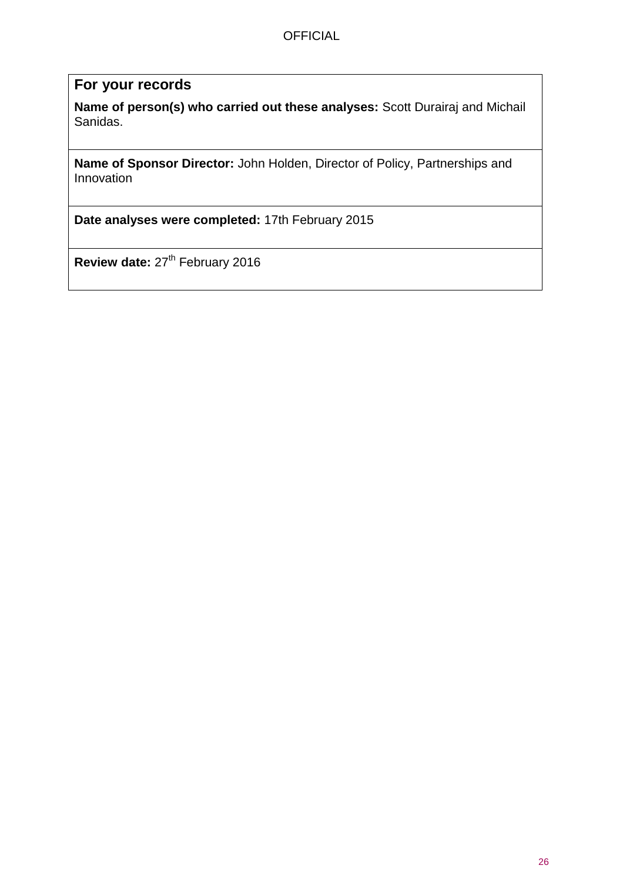## For your records

**Name of person(s) who carried out these analyses:** Scott Durairaj and Michail Sanidas.

**Name of Sponsor Director:** John Holden, Director of Policy, Partnerships and Innovation

**Date analyses were completed:** 17th February 2015

**Review date:** 27th February 2016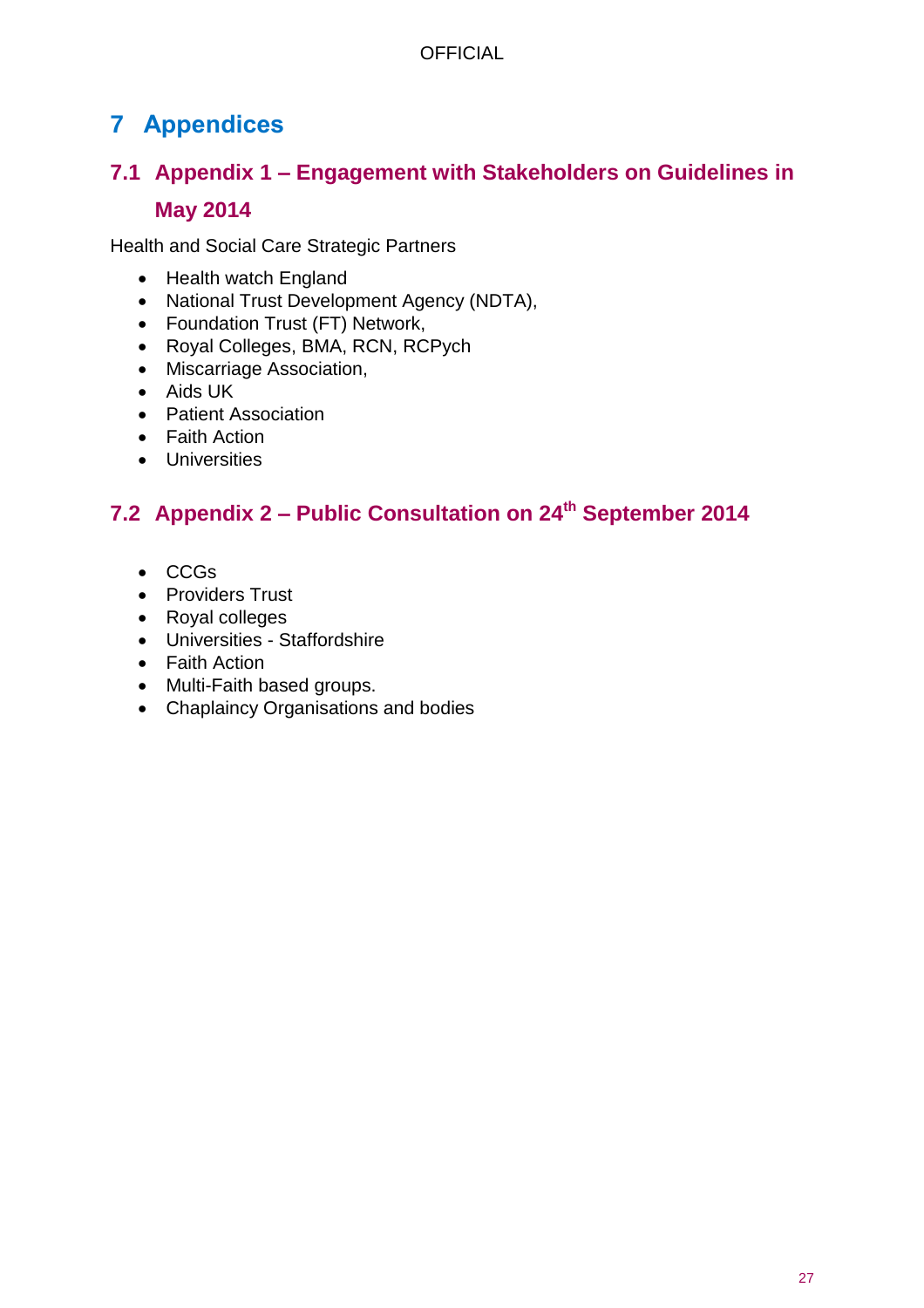# 7 Appendices

## 7.1 Appendix 1 – Engagement with Stakeholders on Guidelines in May 2014

Health and Social Care Strategic Partners

- Health watch England
- National Trust Development Agency (NDTA),
- Foundation Trust (FT) Network,
- Royal Colleges, BMA, RCN, RCPych
- Miscarriage Association,
- Aids UK
- Patient Association
- Faith Action
- Universities

## 7.2 Appendix 2 – Public Consultation on 24th September 2014

- CCGs
- Providers Trust
- Royal colleges
- Universities - Staffordshire
- Faith Action
- Multi-Faith based groups.
- Chaplaincy Organisations and bodies